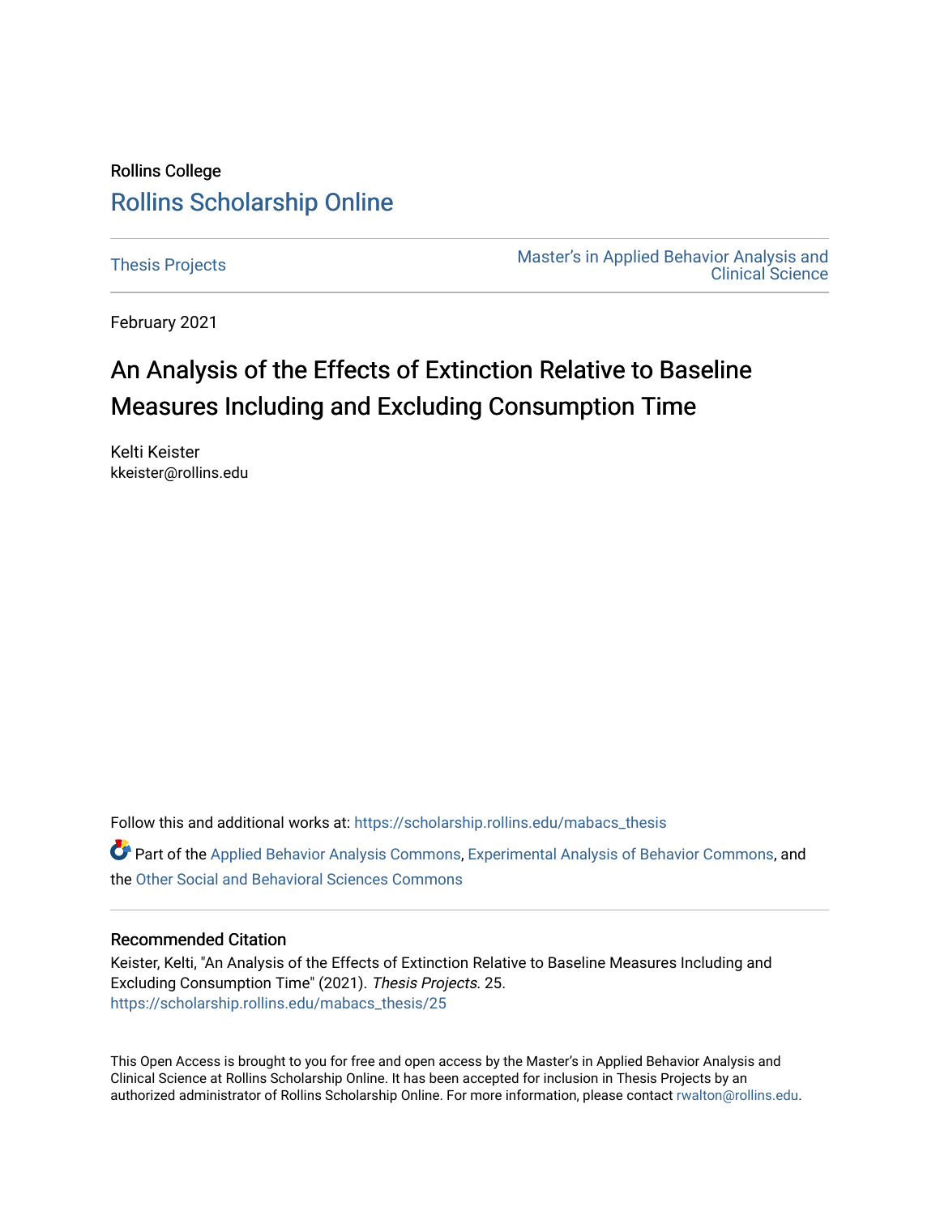Rollins College

Rollins Scholarship Online

Thesis Projects

Master's in Applied Behavior Analysis and Clinical Science

February 2021

# An Analysis of the Effects of Extinction Relative to Baseline Measures Including and Excluding Consumption Time

Kelti Keister
kkeister@rollins.edu

Follow this and additional works at: https://scholarship.rollins.edu/mabacs_thesis

Part of the Applied Behavior Analysis Commons, Experimental Analysis of Behavior Commons, and the Other Social and Behavioral Sciences Commons

## Recommended Citation

Keister, Kelti, "An Analysis of the Effects of Extinction Relative to Baseline Measures Including and Excluding Consumption Time" (2021). *Thesis Projects*. 25.
https://scholarship.rollins.edu/mabacs_thesis/25

This Open Access is brought to you for free and open access by the Master's in Applied Behavior Analysis and Clinical Science at Rollins Scholarship Online. It has been accepted for inclusion in Thesis Projects by an authorized administrator of Rollins Scholarship Online. For more information, please contact rwalton@rollins.edu.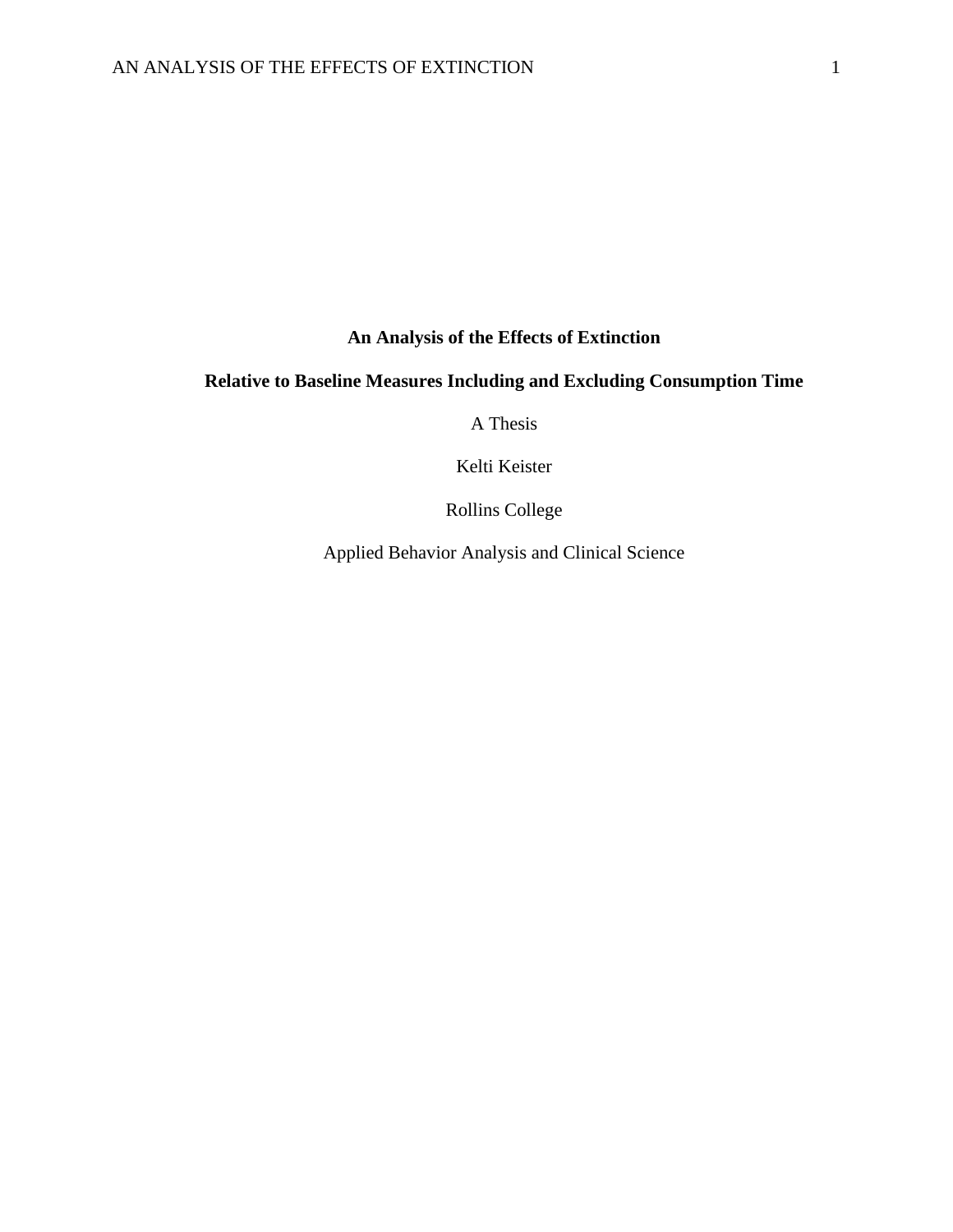**An Analysis of the Effects of Extinction**

**Relative to Baseline Measures Including and Excluding Consumption Time**

A Thesis

Kelti Keister

Rollins College

Applied Behavior Analysis and Clinical Science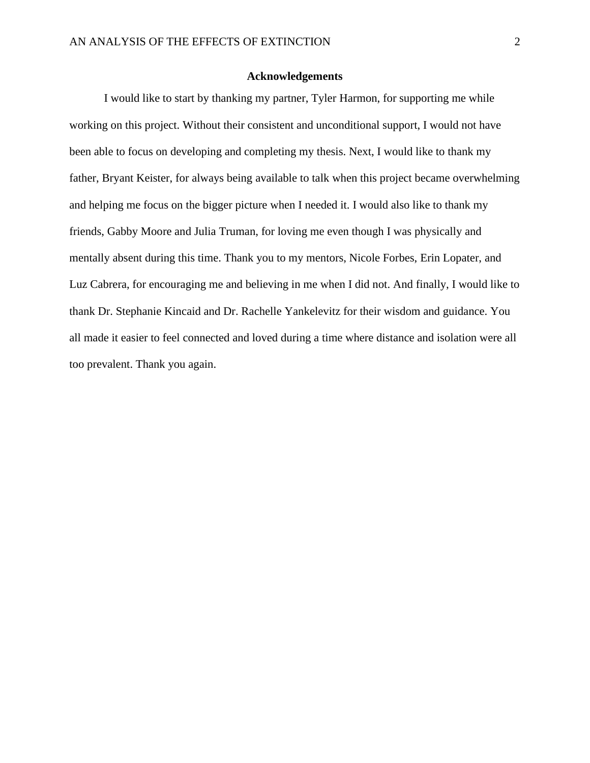## Acknowledgements

I would like to start by thanking my partner, Tyler Harmon, for supporting me while working on this project. Without their consistent and unconditional support, I would not have been able to focus on developing and completing my thesis. Next, I would like to thank my father, Bryant Keister, for always being available to talk when this project became overwhelming and helping me focus on the bigger picture when I needed it. I would also like to thank my friends, Gabby Moore and Julia Truman, for loving me even though I was physically and mentally absent during this time. Thank you to my mentors, Nicole Forbes, Erin Lopater, and Luz Cabrera, for encouraging me and believing in me when I did not. And finally, I would like to thank Dr. Stephanie Kincaid and Dr. Rachelle Yankelevitz for their wisdom and guidance. You all made it easier to feel connected and loved during a time where distance and isolation were all too prevalent. Thank you again.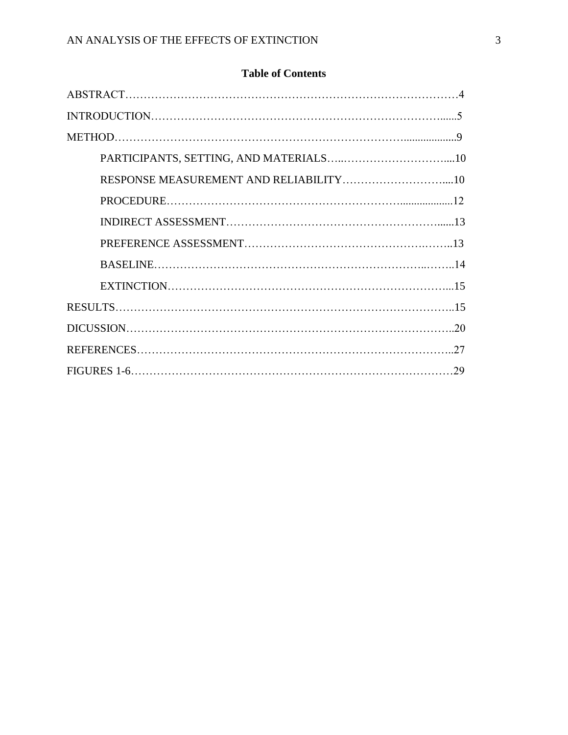**Table of Contents**

ABSTRACT……………………………………………………………………………….4

INTRODUCTION………………………………………………………………….......5

METHOD……………………………………………………………….....................9

PARTICIPANTS, SETTING, AND MATERIALS…..……………………….....10

RESPONSE MEASUREMENT AND RELIABILITY……………………….....10

PROCEDURE………………………………………………….....................12

INDIRECT ASSESSMENT…………………………………………………......13

PREFERENCE ASSESSMENT…………………………………….……..13

BASELINE…………………………………………………………..……..14

EXTINCTION………………………….……………………………….…...15

RESULTS…………………………………………………………………………..15

DICUSSION………………………………………………………………………..20

REFERENCES……………………………………………………………………...27

FIGURES 1-6……………………………………………………………………….29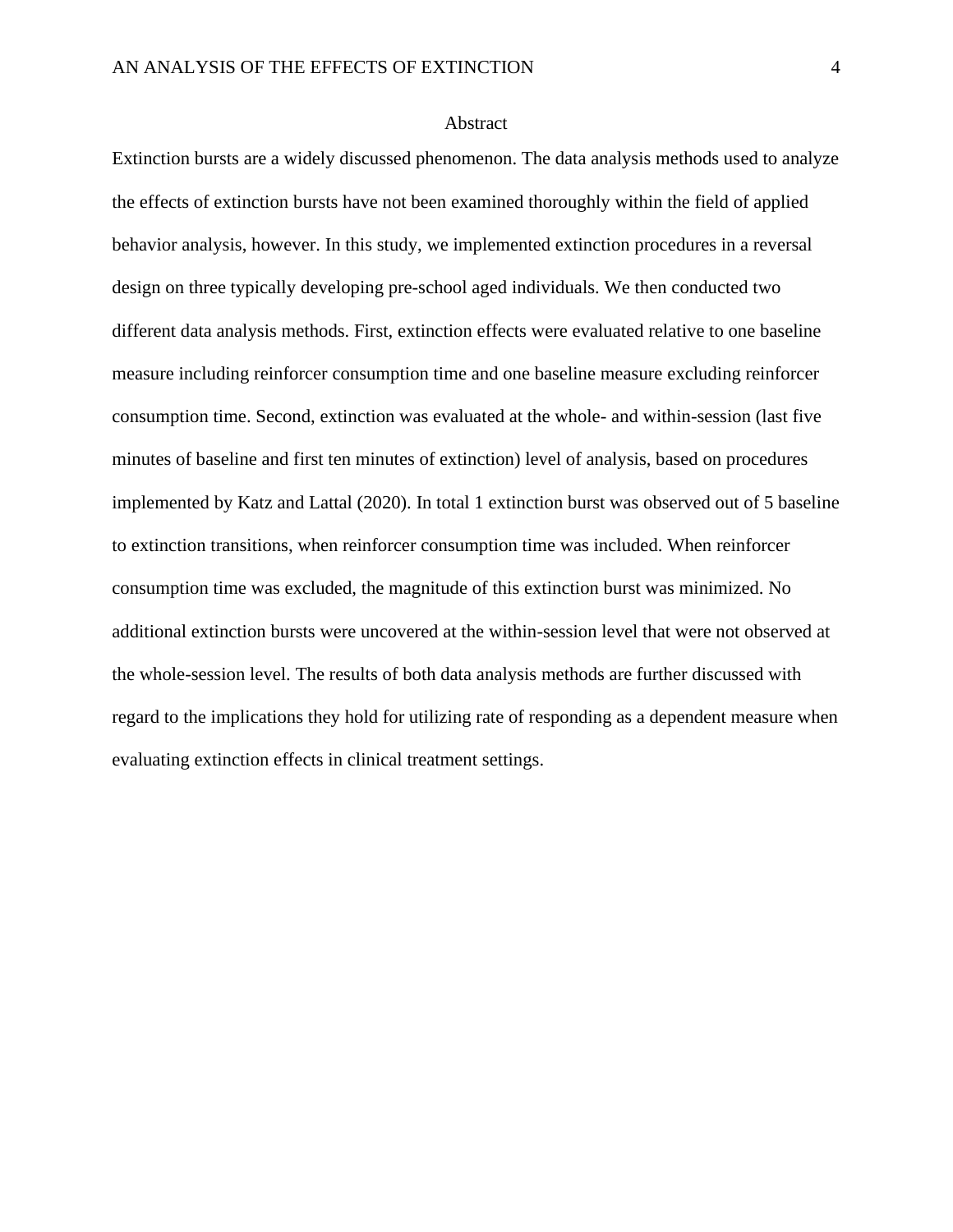# Abstract

Extinction bursts are a widely discussed phenomenon. The data analysis methods used to analyze the effects of extinction bursts have not been examined thoroughly within the field of applied behavior analysis, however. In this study, we implemented extinction procedures in a reversal design on three typically developing pre-school aged individuals. We then conducted two different data analysis methods. First, extinction effects were evaluated relative to one baseline measure including reinforcer consumption time and one baseline measure excluding reinforcer consumption time. Second, extinction was evaluated at the whole- and within-session (last five minutes of baseline and first ten minutes of extinction) level of analysis, based on procedures implemented by Katz and Lattal (2020). In total 1 extinction burst was observed out of 5 baseline to extinction transitions, when reinforcer consumption time was included. When reinforcer consumption time was excluded, the magnitude of this extinction burst was minimized. No additional extinction bursts were uncovered at the within-session level that were not observed at the whole-session level. The results of both data analysis methods are further discussed with regard to the implications they hold for utilizing rate of responding as a dependent measure when evaluating extinction effects in clinical treatment settings.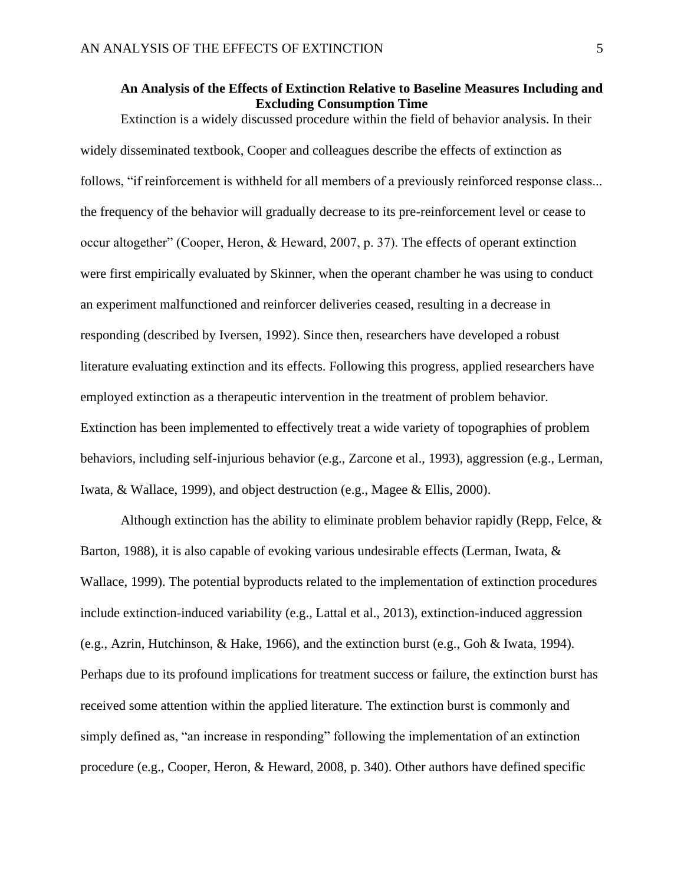## An Analysis of the Effects of Extinction Relative to Baseline Measures Including and Excluding Consumption Time

Extinction is a widely discussed procedure within the field of behavior analysis. In their widely disseminated textbook, Cooper and colleagues describe the effects of extinction as follows, "if reinforcement is withheld for all members of a previously reinforced response class... the frequency of the behavior will gradually decrease to its pre-reinforcement level or cease to occur altogether" (Cooper, Heron, & Heward, 2007, p. 37). The effects of operant extinction were first empirically evaluated by Skinner, when the operant chamber he was using to conduct an experiment malfunctioned and reinforcer deliveries ceased, resulting in a decrease in responding (described by Iversen, 1992). Since then, researchers have developed a robust literature evaluating extinction and its effects. Following this progress, applied researchers have employed extinction as a therapeutic intervention in the treatment of problem behavior. Extinction has been implemented to effectively treat a wide variety of topographies of problem behaviors, including self-injurious behavior (e.g., Zarcone et al., 1993), aggression (e.g., Lerman, Iwata, & Wallace, 1999), and object destruction (e.g., Magee & Ellis, 2000).

Although extinction has the ability to eliminate problem behavior rapidly (Repp, Felce, & Barton, 1988), it is also capable of evoking various undesirable effects (Lerman, Iwata, & Wallace, 1999). The potential byproducts related to the implementation of extinction procedures include extinction-induced variability (e.g., Lattal et al., 2013), extinction-induced aggression (e.g., Azrin, Hutchinson, & Hake, 1966), and the extinction burst (e.g., Goh & Iwata, 1994). Perhaps due to its profound implications for treatment success or failure, the extinction burst has received some attention within the applied literature. The extinction burst is commonly and simply defined as, "an increase in responding" following the implementation of an extinction procedure (e.g., Cooper, Heron, & Heward, 2008, p. 340). Other authors have defined specific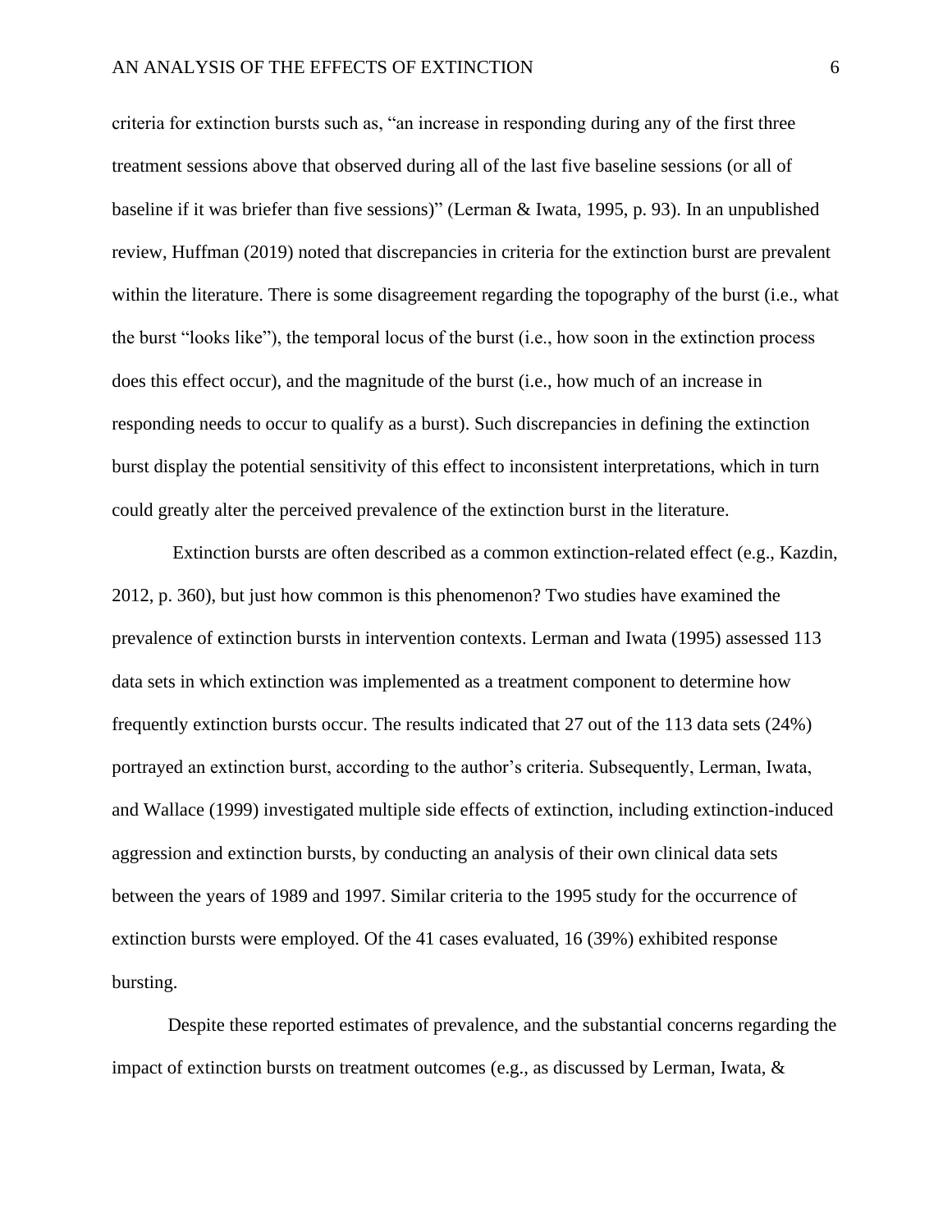criteria for extinction bursts such as, "an increase in responding during any of the first three treatment sessions above that observed during all of the last five baseline sessions (or all of baseline if it was briefer than five sessions)" (Lerman & Iwata, 1995, p. 93). In an unpublished review, Huffman (2019) noted that discrepancies in criteria for the extinction burst are prevalent within the literature. There is some disagreement regarding the topography of the burst (i.e., what the burst "looks like"), the temporal locus of the burst (i.e., how soon in the extinction process does this effect occur), and the magnitude of the burst (i.e., how much of an increase in responding needs to occur to qualify as a burst). Such discrepancies in defining the extinction burst display the potential sensitivity of this effect to inconsistent interpretations, which in turn could greatly alter the perceived prevalence of the extinction burst in the literature.

Extinction bursts are often described as a common extinction-related effect (e.g., Kazdin, 2012, p. 360), but just how common is this phenomenon? Two studies have examined the prevalence of extinction bursts in intervention contexts. Lerman and Iwata (1995) assessed 113 data sets in which extinction was implemented as a treatment component to determine how frequently extinction bursts occur. The results indicated that 27 out of the 113 data sets (24%) portrayed an extinction burst, according to the author's criteria. Subsequently, Lerman, Iwata, and Wallace (1999) investigated multiple side effects of extinction, including extinction-induced aggression and extinction bursts, by conducting an analysis of their own clinical data sets between the years of 1989 and 1997. Similar criteria to the 1995 study for the occurrence of extinction bursts were employed. Of the 41 cases evaluated, 16 (39%) exhibited response bursting.

Despite these reported estimates of prevalence, and the substantial concerns regarding the impact of extinction bursts on treatment outcomes (e.g., as discussed by Lerman, Iwata, &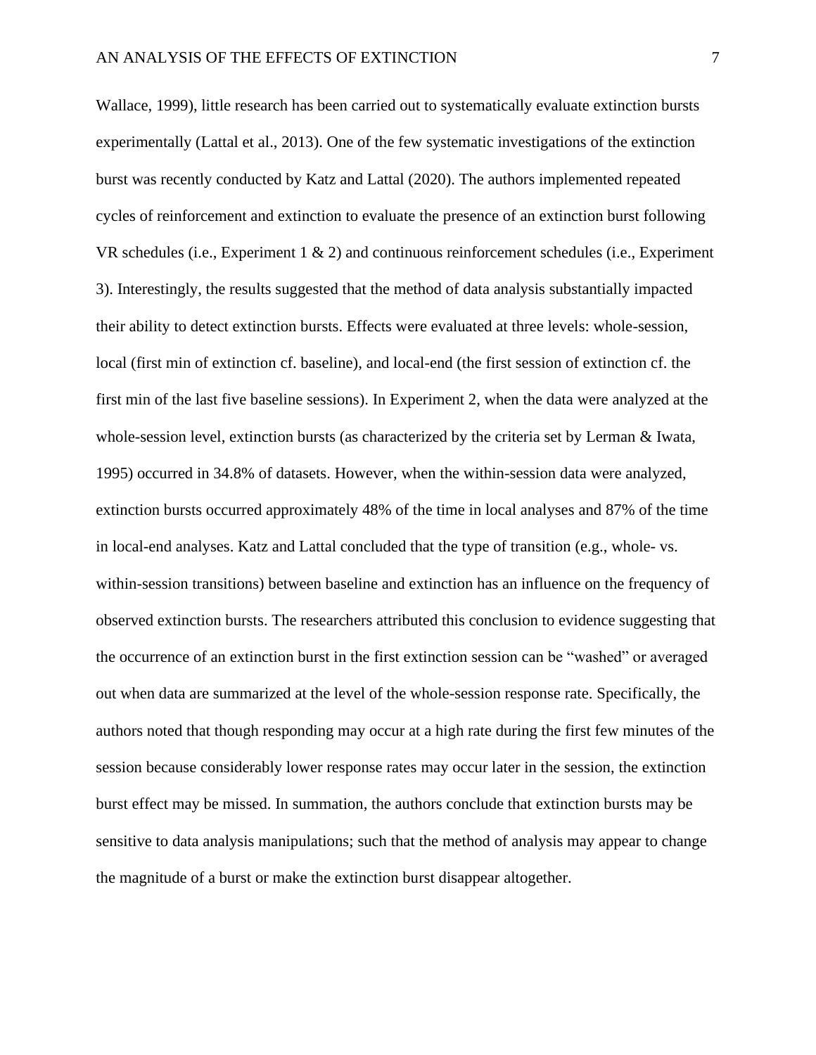Wallace, 1999), little research has been carried out to systematically evaluate extinction bursts experimentally (Lattal et al., 2013). One of the few systematic investigations of the extinction burst was recently conducted by Katz and Lattal (2020). The authors implemented repeated cycles of reinforcement and extinction to evaluate the presence of an extinction burst following VR schedules (i.e., Experiment 1 & 2) and continuous reinforcement schedules (i.e., Experiment 3). Interestingly, the results suggested that the method of data analysis substantially impacted their ability to detect extinction bursts. Effects were evaluated at three levels: whole-session, local (first min of extinction cf. baseline), and local-end (the first session of extinction cf. the first min of the last five baseline sessions). In Experiment 2, when the data were analyzed at the whole-session level, extinction bursts (as characterized by the criteria set by Lerman & Iwata, 1995) occurred in 34.8% of datasets. However, when the within-session data were analyzed, extinction bursts occurred approximately 48% of the time in local analyses and 87% of the time in local-end analyses. Katz and Lattal concluded that the type of transition (e.g., whole- vs. within-session transitions) between baseline and extinction has an influence on the frequency of observed extinction bursts. The researchers attributed this conclusion to evidence suggesting that the occurrence of an extinction burst in the first extinction session can be "washed" or averaged out when data are summarized at the level of the whole-session response rate. Specifically, the authors noted that though responding may occur at a high rate during the first few minutes of the session because considerably lower response rates may occur later in the session, the extinction burst effect may be missed. In summation, the authors conclude that extinction bursts may be sensitive to data analysis manipulations; such that the method of analysis may appear to change the magnitude of a burst or make the extinction burst disappear altogether.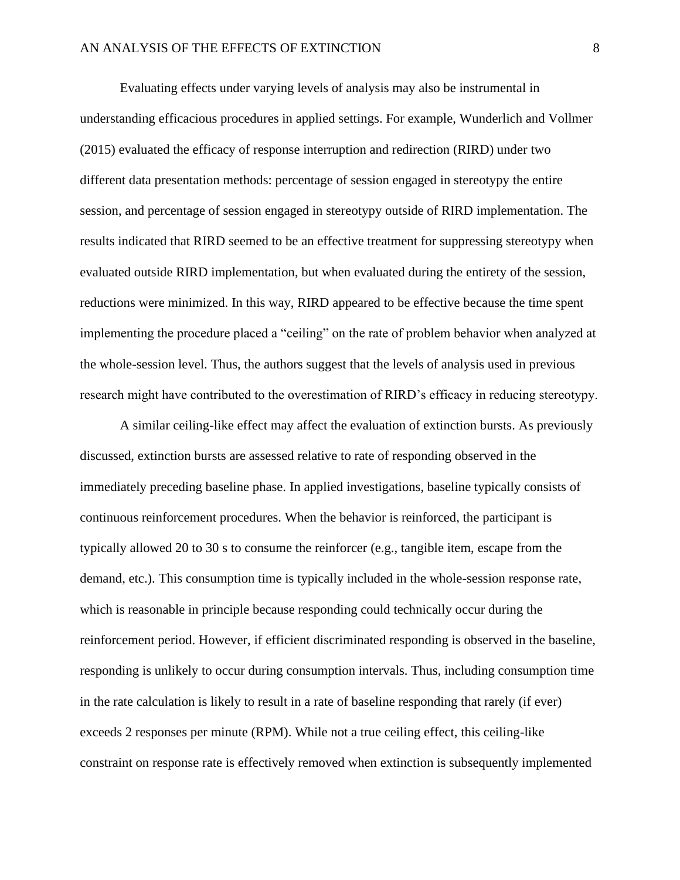Evaluating effects under varying levels of analysis may also be instrumental in understanding efficacious procedures in applied settings. For example, Wunderlich and Vollmer (2015) evaluated the efficacy of response interruption and redirection (RIRD) under two different data presentation methods: percentage of session engaged in stereotypy the entire session, and percentage of session engaged in stereotypy outside of RIRD implementation. The results indicated that RIRD seemed to be an effective treatment for suppressing stereotypy when evaluated outside RIRD implementation, but when evaluated during the entirety of the session, reductions were minimized. In this way, RIRD appeared to be effective because the time spent implementing the procedure placed a "ceiling" on the rate of problem behavior when analyzed at the whole-session level. Thus, the authors suggest that the levels of analysis used in previous research might have contributed to the overestimation of RIRD's efficacy in reducing stereotypy.

A similar ceiling-like effect may affect the evaluation of extinction bursts. As previously discussed, extinction bursts are assessed relative to rate of responding observed in the immediately preceding baseline phase. In applied investigations, baseline typically consists of continuous reinforcement procedures. When the behavior is reinforced, the participant is typically allowed 20 to 30 s to consume the reinforcer (e.g., tangible item, escape from the demand, etc.). This consumption time is typically included in the whole-session response rate, which is reasonable in principle because responding could technically occur during the reinforcement period. However, if efficient discriminated responding is observed in the baseline, responding is unlikely to occur during consumption intervals. Thus, including consumption time in the rate calculation is likely to result in a rate of baseline responding that rarely (if ever) exceeds 2 responses per minute (RPM). While not a true ceiling effect, this ceiling-like constraint on response rate is effectively removed when extinction is subsequently implemented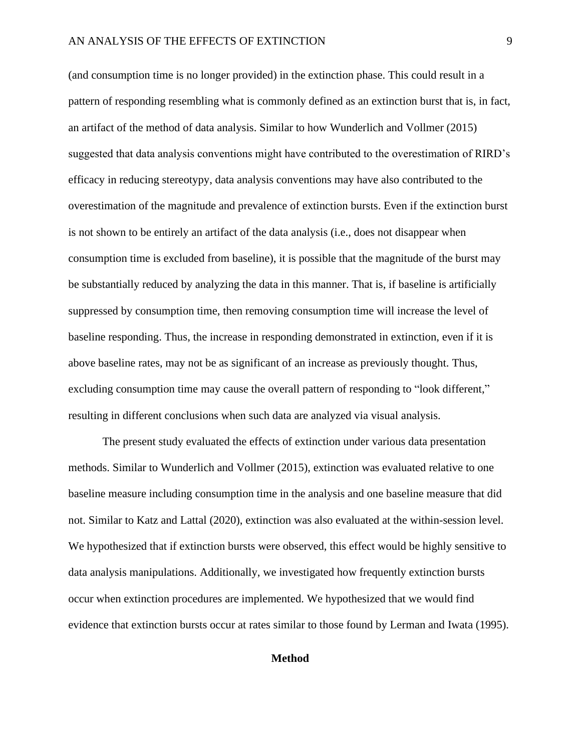(and consumption time is no longer provided) in the extinction phase. This could result in a pattern of responding resembling what is commonly defined as an extinction burst that is, in fact, an artifact of the method of data analysis. Similar to how Wunderlich and Vollmer (2015) suggested that data analysis conventions might have contributed to the overestimation of RIRD's efficacy in reducing stereotypy, data analysis conventions may have also contributed to the overestimation of the magnitude and prevalence of extinction bursts. Even if the extinction burst is not shown to be entirely an artifact of the data analysis (i.e., does not disappear when consumption time is excluded from baseline), it is possible that the magnitude of the burst may be substantially reduced by analyzing the data in this manner. That is, if baseline is artificially suppressed by consumption time, then removing consumption time will increase the level of baseline responding. Thus, the increase in responding demonstrated in extinction, even if it is above baseline rates, may not be as significant of an increase as previously thought. Thus, excluding consumption time may cause the overall pattern of responding to "look different," resulting in different conclusions when such data are analyzed via visual analysis.

The present study evaluated the effects of extinction under various data presentation methods. Similar to Wunderlich and Vollmer (2015), extinction was evaluated relative to one baseline measure including consumption time in the analysis and one baseline measure that did not. Similar to Katz and Lattal (2020), extinction was also evaluated at the within-session level. We hypothesized that if extinction bursts were observed, this effect would be highly sensitive to data analysis manipulations. Additionally, we investigated how frequently extinction bursts occur when extinction procedures are implemented. We hypothesized that we would find evidence that extinction bursts occur at rates similar to those found by Lerman and Iwata (1995).

## Method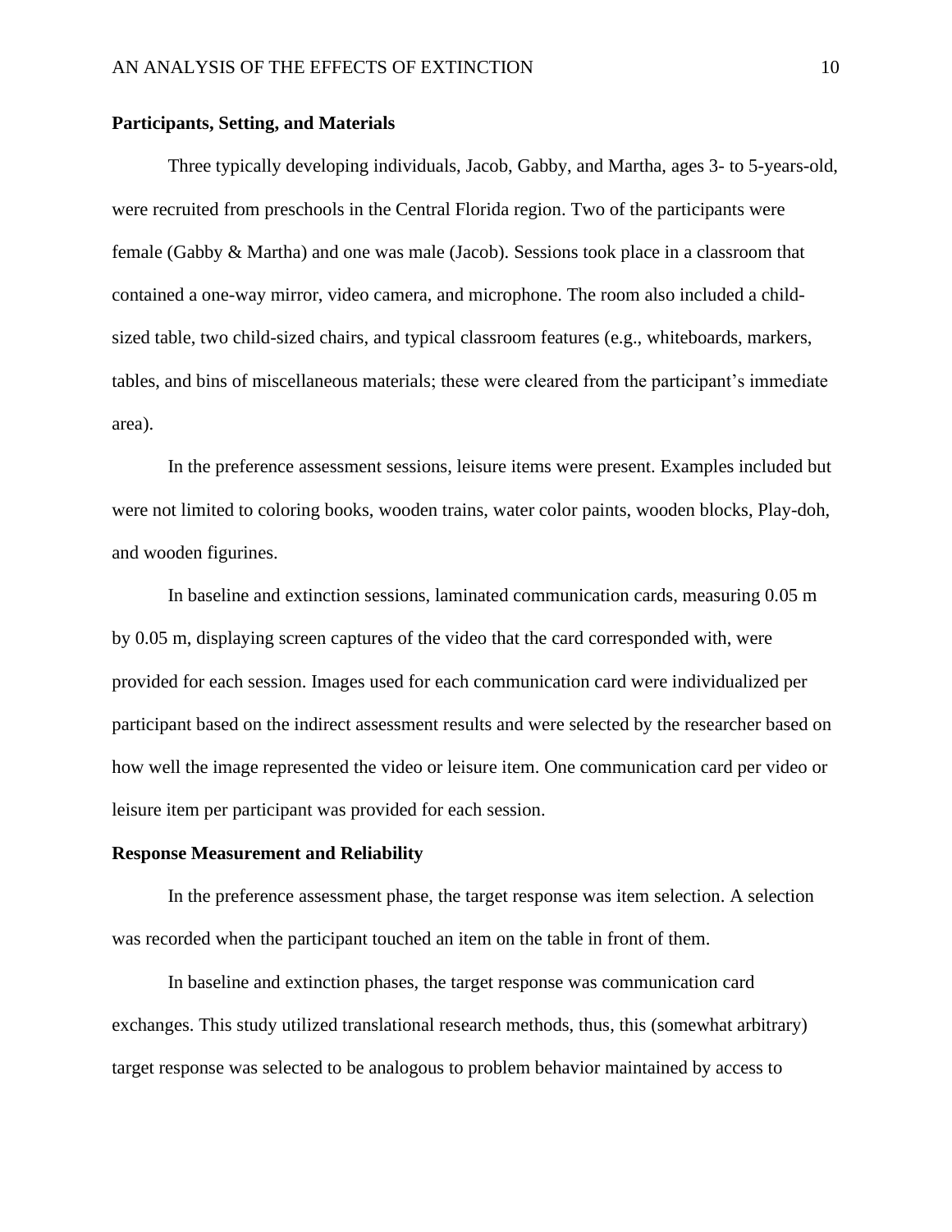**Participants, Setting, and Materials**

Three typically developing individuals, Jacob, Gabby, and Martha, ages 3- to 5-years-old, were recruited from preschools in the Central Florida region. Two of the participants were female (Gabby & Martha) and one was male (Jacob). Sessions took place in a classroom that contained a one-way mirror, video camera, and microphone. The room also included a child-sized table, two child-sized chairs, and typical classroom features (e.g., whiteboards, markers, tables, and bins of miscellaneous materials; these were cleared from the participant's immediate area).

In the preference assessment sessions, leisure items were present. Examples included but were not limited to coloring books, wooden trains, water color paints, wooden blocks, Play-doh, and wooden figurines.

In baseline and extinction sessions, laminated communication cards, measuring 0.05 m by 0.05 m, displaying screen captures of the video that the card corresponded with, were provided for each session. Images used for each communication card were individualized per participant based on the indirect assessment results and were selected by the researcher based on how well the image represented the video or leisure item. One communication card per video or leisure item per participant was provided for each session.

**Response Measurement and Reliability**

In the preference assessment phase, the target response was item selection. A selection was recorded when the participant touched an item on the table in front of them.

In baseline and extinction phases, the target response was communication card exchanges. This study utilized translational research methods, thus, this (somewhat arbitrary) target response was selected to be analogous to problem behavior maintained by access to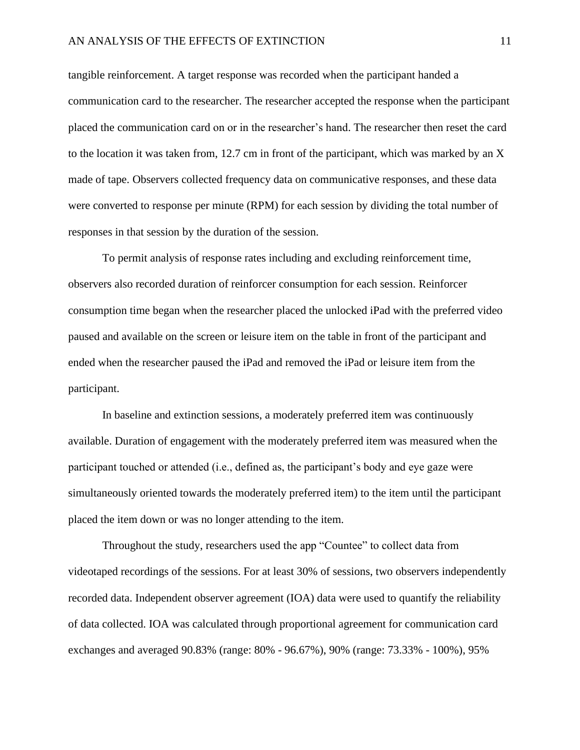tangible reinforcement. A target response was recorded when the participant handed a communication card to the researcher. The researcher accepted the response when the participant placed the communication card on or in the researcher's hand. The researcher then reset the card to the location it was taken from, 12.7 cm in front of the participant, which was marked by an X made of tape. Observers collected frequency data on communicative responses, and these data were converted to response per minute (RPM) for each session by dividing the total number of responses in that session by the duration of the session.

To permit analysis of response rates including and excluding reinforcement time, observers also recorded duration of reinforcer consumption for each session. Reinforcer consumption time began when the researcher placed the unlocked iPad with the preferred video paused and available on the screen or leisure item on the table in front of the participant and ended when the researcher paused the iPad and removed the iPad or leisure item from the participant.

In baseline and extinction sessions, a moderately preferred item was continuously available. Duration of engagement with the moderately preferred item was measured when the participant touched or attended (i.e., defined as, the participant's body and eye gaze were simultaneously oriented towards the moderately preferred item) to the item until the participant placed the item down or was no longer attending to the item.

Throughout the study, researchers used the app "Countee" to collect data from videotaped recordings of the sessions. For at least 30% of sessions, two observers independently recorded data. Independent observer agreement (IOA) data were used to quantify the reliability of data collected. IOA was calculated through proportional agreement for communication card exchanges and averaged 90.83% (range: 80% - 96.67%), 90% (range: 73.33% - 100%), 95%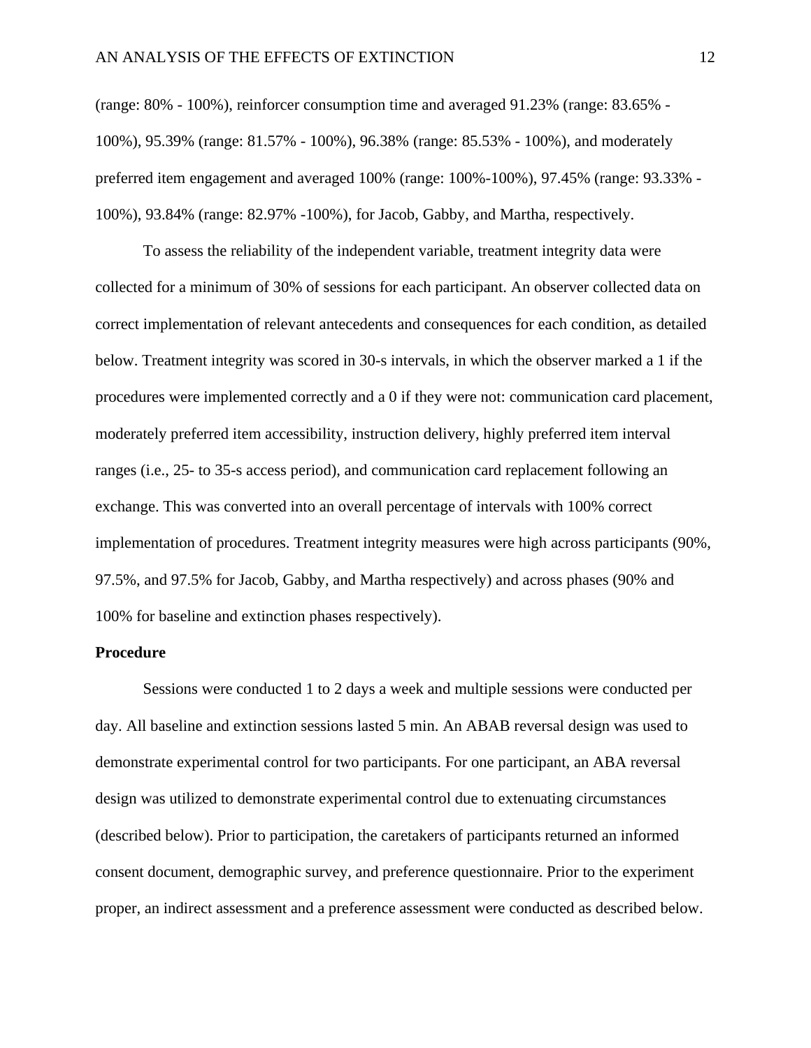(range: 80% - 100%), reinforcer consumption time and averaged 91.23% (range: 83.65% - 100%), 95.39% (range: 81.57% - 100%), 96.38% (range: 85.53% - 100%), and moderately preferred item engagement and averaged 100% (range: 100%-100%), 97.45% (range: 93.33% - 100%), 93.84% (range: 82.97% -100%), for Jacob, Gabby, and Martha, respectively.

To assess the reliability of the independent variable, treatment integrity data were collected for a minimum of 30% of sessions for each participant. An observer collected data on correct implementation of relevant antecedents and consequences for each condition, as detailed below. Treatment integrity was scored in 30-s intervals, in which the observer marked a 1 if the procedures were implemented correctly and a 0 if they were not: communication card placement, moderately preferred item accessibility, instruction delivery, highly preferred item interval ranges (i.e., 25- to 35-s access period), and communication card replacement following an exchange. This was converted into an overall percentage of intervals with 100% correct implementation of procedures. Treatment integrity measures were high across participants (90%, 97.5%, and 97.5% for Jacob, Gabby, and Martha respectively) and across phases (90% and 100% for baseline and extinction phases respectively).

## Procedure

Sessions were conducted 1 to 2 days a week and multiple sessions were conducted per day. All baseline and extinction sessions lasted 5 min. An ABAB reversal design was used to demonstrate experimental control for two participants. For one participant, an ABA reversal design was utilized to demonstrate experimental control due to extenuating circumstances (described below). Prior to participation, the caretakers of participants returned an informed consent document, demographic survey, and preference questionnaire. Prior to the experiment proper, an indirect assessment and a preference assessment were conducted as described below.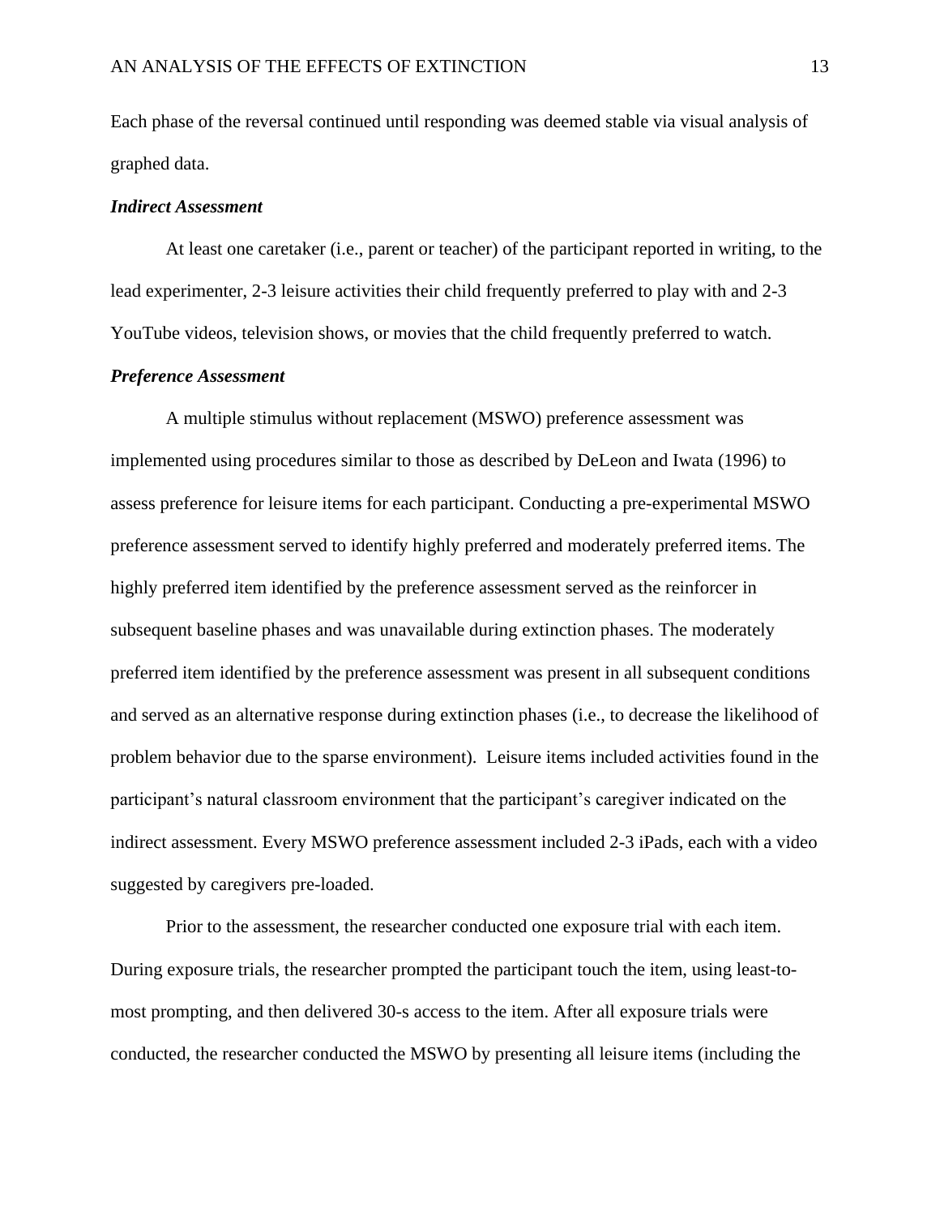Each phase of the reversal continued until responding was deemed stable via visual analysis of graphed data.

***Indirect Assessment***

At least one caretaker (i.e., parent or teacher) of the participant reported in writing, to the lead experimenter, 2-3 leisure activities their child frequently preferred to play with and 2-3 YouTube videos, television shows, or movies that the child frequently preferred to watch.

***Preference Assessment***

A multiple stimulus without replacement (MSWO) preference assessment was implemented using procedures similar to those as described by DeLeon and Iwata (1996) to assess preference for leisure items for each participant. Conducting a pre-experimental MSWO preference assessment served to identify highly preferred and moderately preferred items. The highly preferred item identified by the preference assessment served as the reinforcer in subsequent baseline phases and was unavailable during extinction phases. The moderately preferred item identified by the preference assessment was present in all subsequent conditions and served as an alternative response during extinction phases (i.e., to decrease the likelihood of problem behavior due to the sparse environment). Leisure items included activities found in the participant's natural classroom environment that the participant's caregiver indicated on the indirect assessment. Every MSWO preference assessment included 2-3 iPads, each with a video suggested by caregivers pre-loaded.

Prior to the assessment, the researcher conducted one exposure trial with each item. During exposure trials, the researcher prompted the participant touch the item, using least-to-most prompting, and then delivered 30-s access to the item. After all exposure trials were conducted, the researcher conducted the MSWO by presenting all leisure items (including the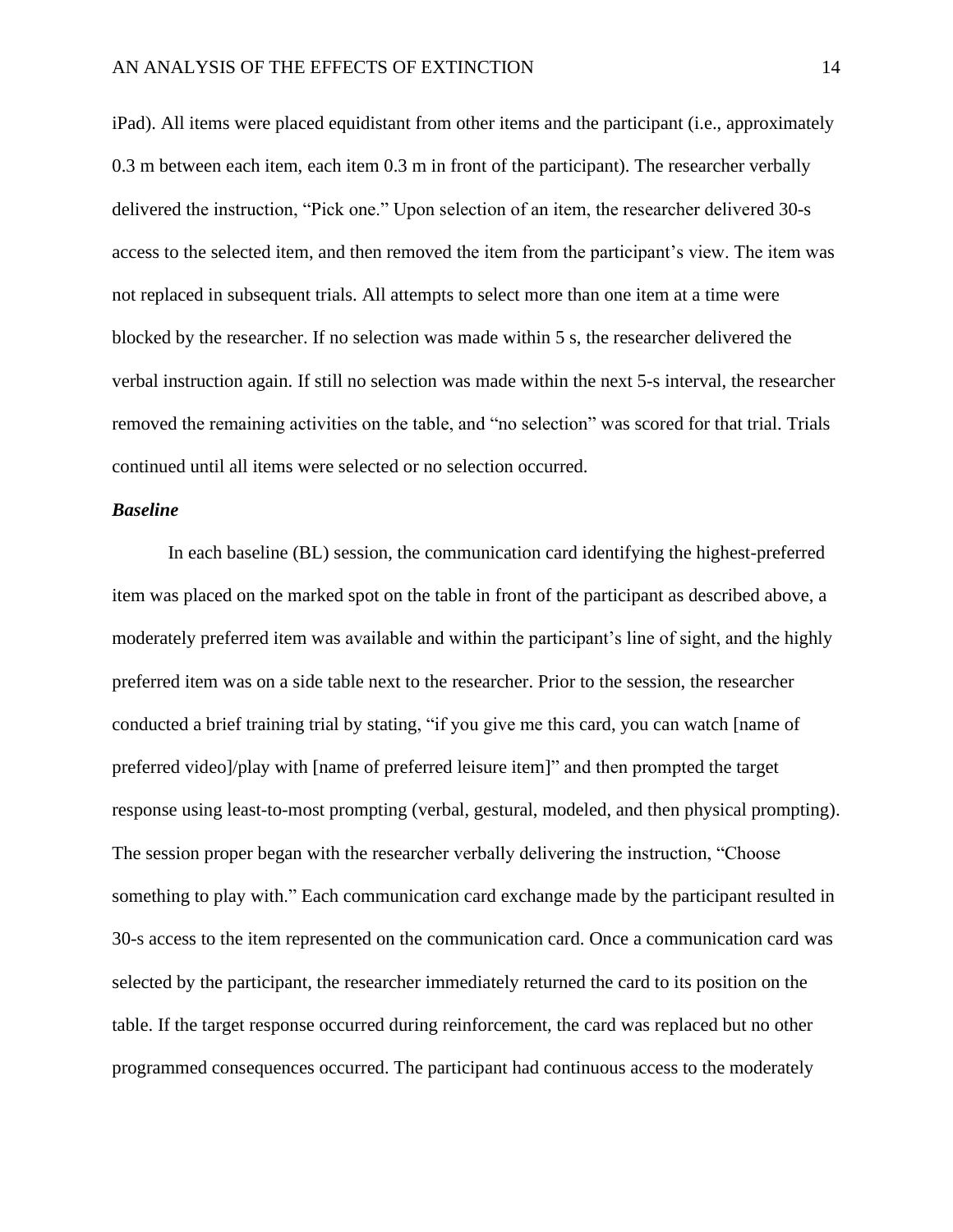iPad). All items were placed equidistant from other items and the participant (i.e., approximately 0.3 m between each item, each item 0.3 m in front of the participant). The researcher verbally delivered the instruction, "Pick one." Upon selection of an item, the researcher delivered 30-s access to the selected item, and then removed the item from the participant's view. The item was not replaced in subsequent trials. All attempts to select more than one item at a time were blocked by the researcher. If no selection was made within 5 s, the researcher delivered the verbal instruction again. If still no selection was made within the next 5-s interval, the researcher removed the remaining activities on the table, and "no selection" was scored for that trial. Trials continued until all items were selected or no selection occurred.

### *Baseline*

In each baseline (BL) session, the communication card identifying the highest-preferred item was placed on the marked spot on the table in front of the participant as described above, a moderately preferred item was available and within the participant's line of sight, and the highly preferred item was on a side table next to the researcher. Prior to the session, the researcher conducted a brief training trial by stating, "if you give me this card, you can watch [name of preferred video]/play with [name of preferred leisure item]" and then prompted the target response using least-to-most prompting (verbal, gestural, modeled, and then physical prompting). The session proper began with the researcher verbally delivering the instruction, "Choose something to play with." Each communication card exchange made by the participant resulted in 30-s access to the item represented on the communication card. Once a communication card was selected by the participant, the researcher immediately returned the card to its position on the table. If the target response occurred during reinforcement, the card was replaced but no other programmed consequences occurred. The participant had continuous access to the moderately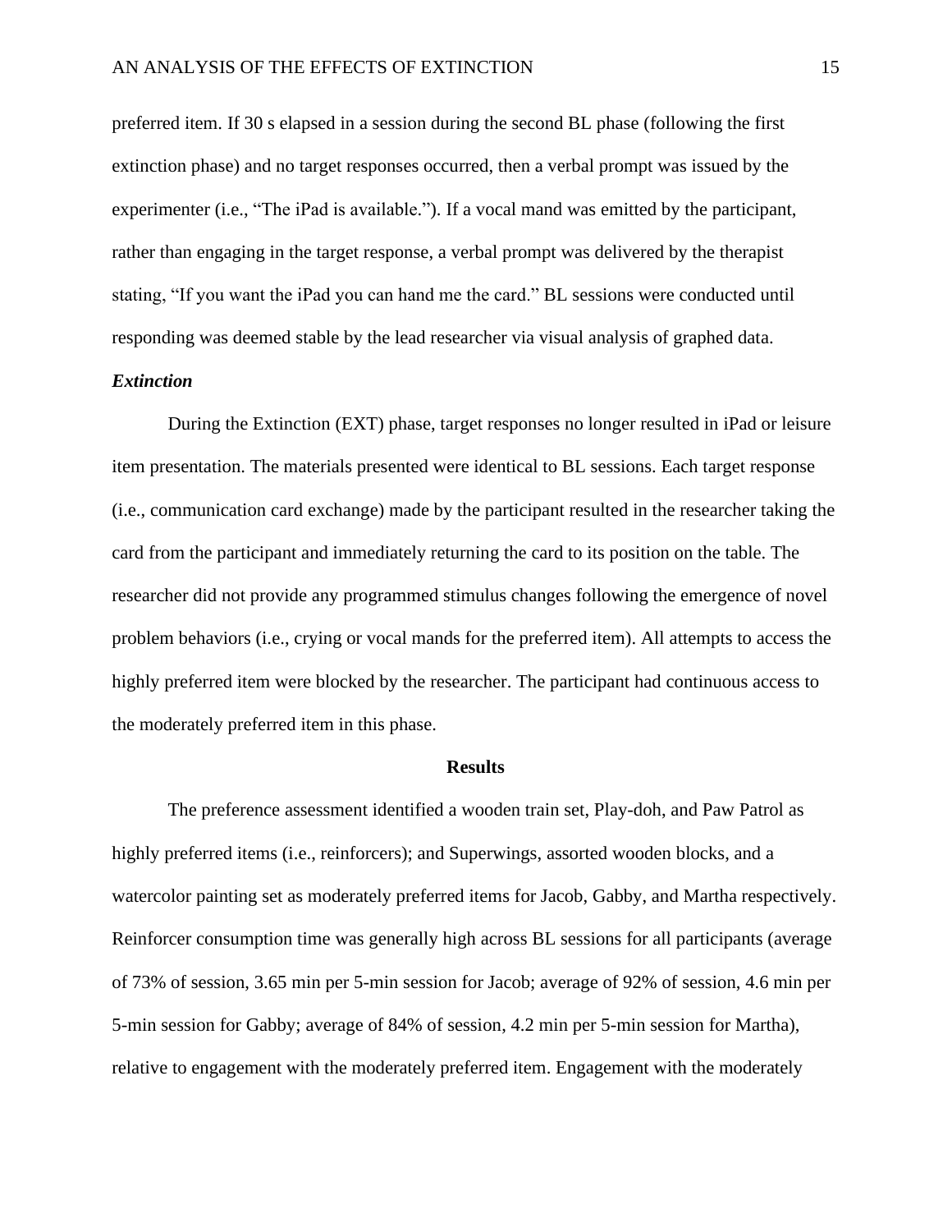preferred item. If 30 s elapsed in a session during the second BL phase (following the first extinction phase) and no target responses occurred, then a verbal prompt was issued by the experimenter (i.e., "The iPad is available."). If a vocal mand was emitted by the participant, rather than engaging in the target response, a verbal prompt was delivered by the therapist stating, "If you want the iPad you can hand me the card." BL sessions were conducted until responding was deemed stable by the lead researcher via visual analysis of graphed data.

### *Extinction*

During the Extinction (EXT) phase, target responses no longer resulted in iPad or leisure item presentation. The materials presented were identical to BL sessions. Each target response (i.e., communication card exchange) made by the participant resulted in the researcher taking the card from the participant and immediately returning the card to its position on the table. The researcher did not provide any programmed stimulus changes following the emergence of novel problem behaviors (i.e., crying or vocal mands for the preferred item). All attempts to access the highly preferred item were blocked by the researcher. The participant had continuous access to the moderately preferred item in this phase.

## Results

The preference assessment identified a wooden train set, Play-doh, and Paw Patrol as highly preferred items (i.e., reinforcers); and Superwings, assorted wooden blocks, and a watercolor painting set as moderately preferred items for Jacob, Gabby, and Martha respectively. Reinforcer consumption time was generally high across BL sessions for all participants (average of 73% of session, 3.65 min per 5-min session for Jacob; average of 92% of session, 4.6 min per 5-min session for Gabby; average of 84% of session, 4.2 min per 5-min session for Martha), relative to engagement with the moderately preferred item. Engagement with the moderately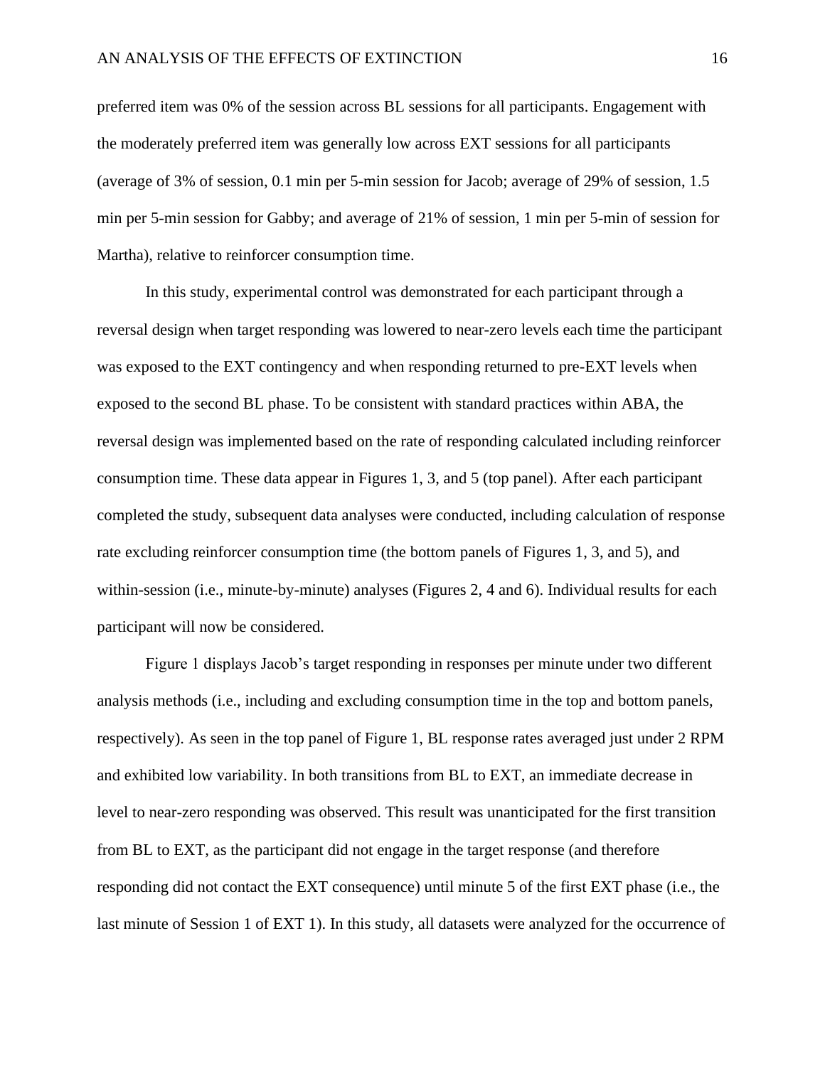preferred item was 0% of the session across BL sessions for all participants. Engagement with the moderately preferred item was generally low across EXT sessions for all participants (average of 3% of session, 0.1 min per 5-min session for Jacob; average of 29% of session, 1.5 min per 5-min session for Gabby; and average of 21% of session, 1 min per 5-min of session for Martha), relative to reinforcer consumption time.

In this study, experimental control was demonstrated for each participant through a reversal design when target responding was lowered to near-zero levels each time the participant was exposed to the EXT contingency and when responding returned to pre-EXT levels when exposed to the second BL phase. To be consistent with standard practices within ABA, the reversal design was implemented based on the rate of responding calculated including reinforcer consumption time. These data appear in Figures 1, 3, and 5 (top panel). After each participant completed the study, subsequent data analyses were conducted, including calculation of response rate excluding reinforcer consumption time (the bottom panels of Figures 1, 3, and 5), and within-session (i.e., minute-by-minute) analyses (Figures 2, 4 and 6). Individual results for each participant will now be considered.

Figure 1 displays Jacob's target responding in responses per minute under two different analysis methods (i.e., including and excluding consumption time in the top and bottom panels, respectively). As seen in the top panel of Figure 1, BL response rates averaged just under 2 RPM and exhibited low variability. In both transitions from BL to EXT, an immediate decrease in level to near-zero responding was observed. This result was unanticipated for the first transition from BL to EXT, as the participant did not engage in the target response (and therefore responding did not contact the EXT consequence) until minute 5 of the first EXT phase (i.e., the last minute of Session 1 of EXT 1). In this study, all datasets were analyzed for the occurrence of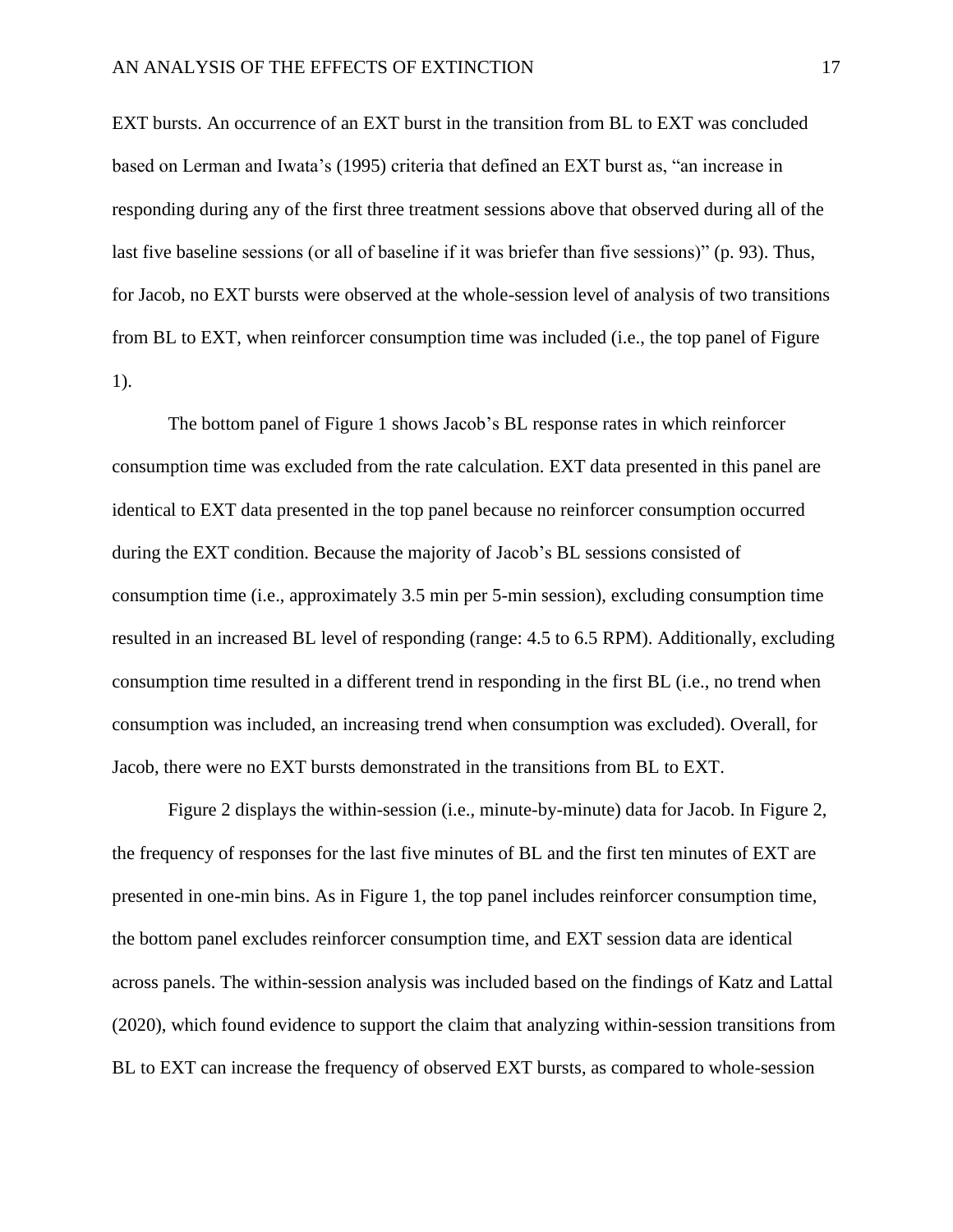EXT bursts. An occurrence of an EXT burst in the transition from BL to EXT was concluded based on Lerman and Iwata's (1995) criteria that defined an EXT burst as, "an increase in responding during any of the first three treatment sessions above that observed during all of the last five baseline sessions (or all of baseline if it was briefer than five sessions)" (p. 93). Thus, for Jacob, no EXT bursts were observed at the whole-session level of analysis of two transitions from BL to EXT, when reinforcer consumption time was included (i.e., the top panel of Figure 1).

The bottom panel of Figure 1 shows Jacob's BL response rates in which reinforcer consumption time was excluded from the rate calculation. EXT data presented in this panel are identical to EXT data presented in the top panel because no reinforcer consumption occurred during the EXT condition. Because the majority of Jacob's BL sessions consisted of consumption time (i.e., approximately 3.5 min per 5-min session), excluding consumption time resulted in an increased BL level of responding (range: 4.5 to 6.5 RPM). Additionally, excluding consumption time resulted in a different trend in responding in the first BL (i.e., no trend when consumption was included, an increasing trend when consumption was excluded). Overall, for Jacob, there were no EXT bursts demonstrated in the transitions from BL to EXT.

Figure 2 displays the within-session (i.e., minute-by-minute) data for Jacob. In Figure 2, the frequency of responses for the last five minutes of BL and the first ten minutes of EXT are presented in one-min bins. As in Figure 1, the top panel includes reinforcer consumption time, the bottom panel excludes reinforcer consumption time, and EXT session data are identical across panels. The within-session analysis was included based on the findings of Katz and Lattal (2020), which found evidence to support the claim that analyzing within-session transitions from BL to EXT can increase the frequency of observed EXT bursts, as compared to whole-session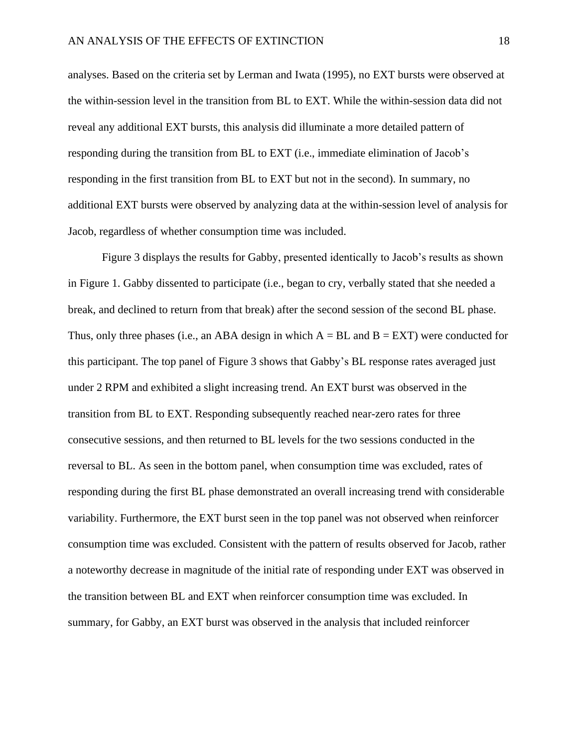analyses. Based on the criteria set by Lerman and Iwata (1995), no EXT bursts were observed at the within-session level in the transition from BL to EXT. While the within-session data did not reveal any additional EXT bursts, this analysis did illuminate a more detailed pattern of responding during the transition from BL to EXT (i.e., immediate elimination of Jacob's responding in the first transition from BL to EXT but not in the second). In summary, no additional EXT bursts were observed by analyzing data at the within-session level of analysis for Jacob, regardless of whether consumption time was included.

Figure 3 displays the results for Gabby, presented identically to Jacob's results as shown in Figure 1. Gabby dissented to participate (i.e., began to cry, verbally stated that she needed a break, and declined to return from that break) after the second session of the second BL phase. Thus, only three phases (i.e., an ABA design in which A = BL and B = EXT) were conducted for this participant. The top panel of Figure 3 shows that Gabby's BL response rates averaged just under 2 RPM and exhibited a slight increasing trend. An EXT burst was observed in the transition from BL to EXT. Responding subsequently reached near-zero rates for three consecutive sessions, and then returned to BL levels for the two sessions conducted in the reversal to BL. As seen in the bottom panel, when consumption time was excluded, rates of responding during the first BL phase demonstrated an overall increasing trend with considerable variability. Furthermore, the EXT burst seen in the top panel was not observed when reinforcer consumption time was excluded. Consistent with the pattern of results observed for Jacob, rather a noteworthy decrease in magnitude of the initial rate of responding under EXT was observed in the transition between BL and EXT when reinforcer consumption time was excluded. In summary, for Gabby, an EXT burst was observed in the analysis that included reinforcer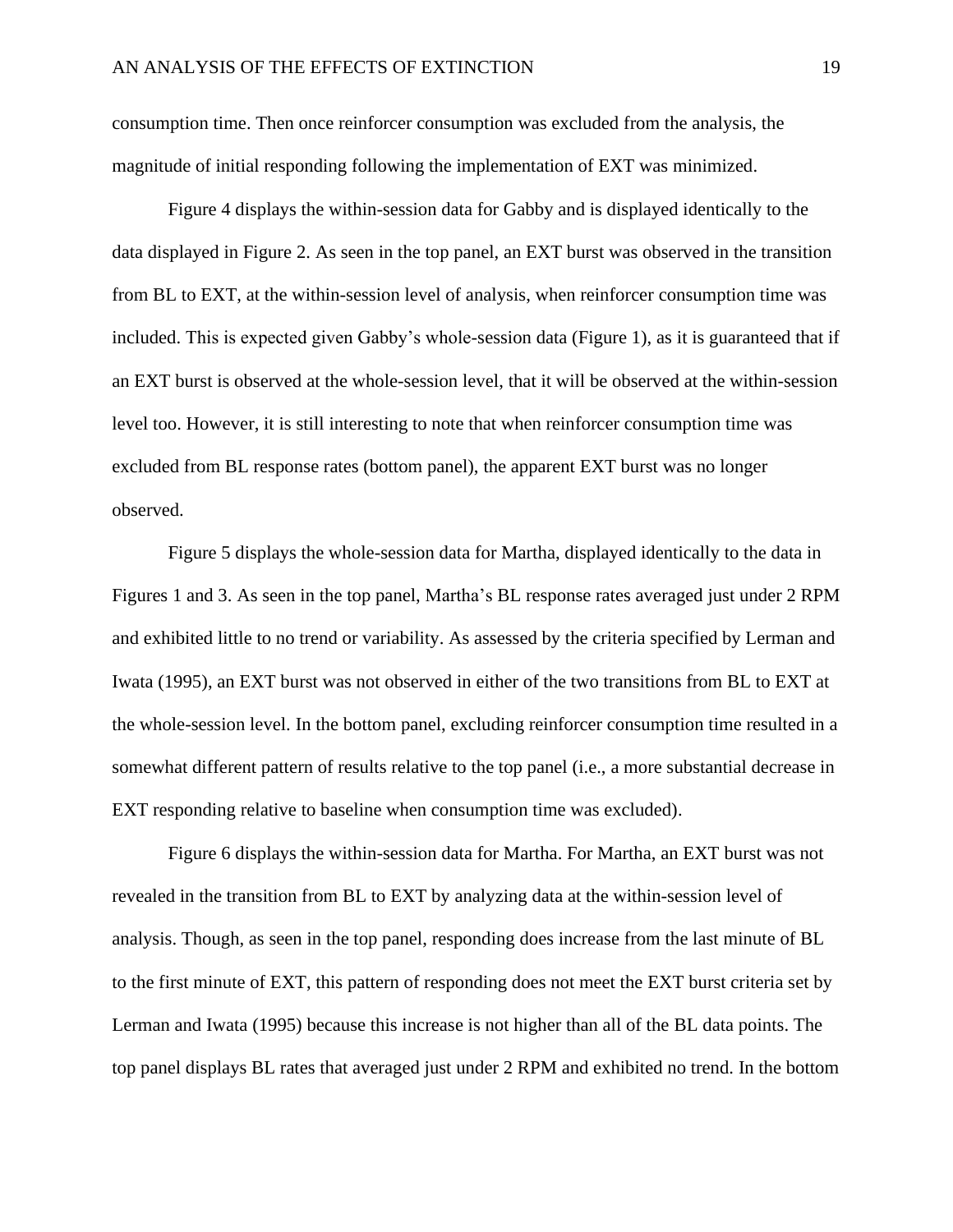consumption time. Then once reinforcer consumption was excluded from the analysis, the magnitude of initial responding following the implementation of EXT was minimized.

Figure 4 displays the within-session data for Gabby and is displayed identically to the data displayed in Figure 2. As seen in the top panel, an EXT burst was observed in the transition from BL to EXT, at the within-session level of analysis, when reinforcer consumption time was included. This is expected given Gabby's whole-session data (Figure 1), as it is guaranteed that if an EXT burst is observed at the whole-session level, that it will be observed at the within-session level too. However, it is still interesting to note that when reinforcer consumption time was excluded from BL response rates (bottom panel), the apparent EXT burst was no longer observed.

Figure 5 displays the whole-session data for Martha, displayed identically to the data in Figures 1 and 3. As seen in the top panel, Martha's BL response rates averaged just under 2 RPM and exhibited little to no trend or variability. As assessed by the criteria specified by Lerman and Iwata (1995), an EXT burst was not observed in either of the two transitions from BL to EXT at the whole-session level. In the bottom panel, excluding reinforcer consumption time resulted in a somewhat different pattern of results relative to the top panel (i.e., a more substantial decrease in EXT responding relative to baseline when consumption time was excluded).

Figure 6 displays the within-session data for Martha. For Martha, an EXT burst was not revealed in the transition from BL to EXT by analyzing data at the within-session level of analysis. Though, as seen in the top panel, responding does increase from the last minute of BL to the first minute of EXT, this pattern of responding does not meet the EXT burst criteria set by Lerman and Iwata (1995) because this increase is not higher than all of the BL data points. The top panel displays BL rates that averaged just under 2 RPM and exhibited no trend. In the bottom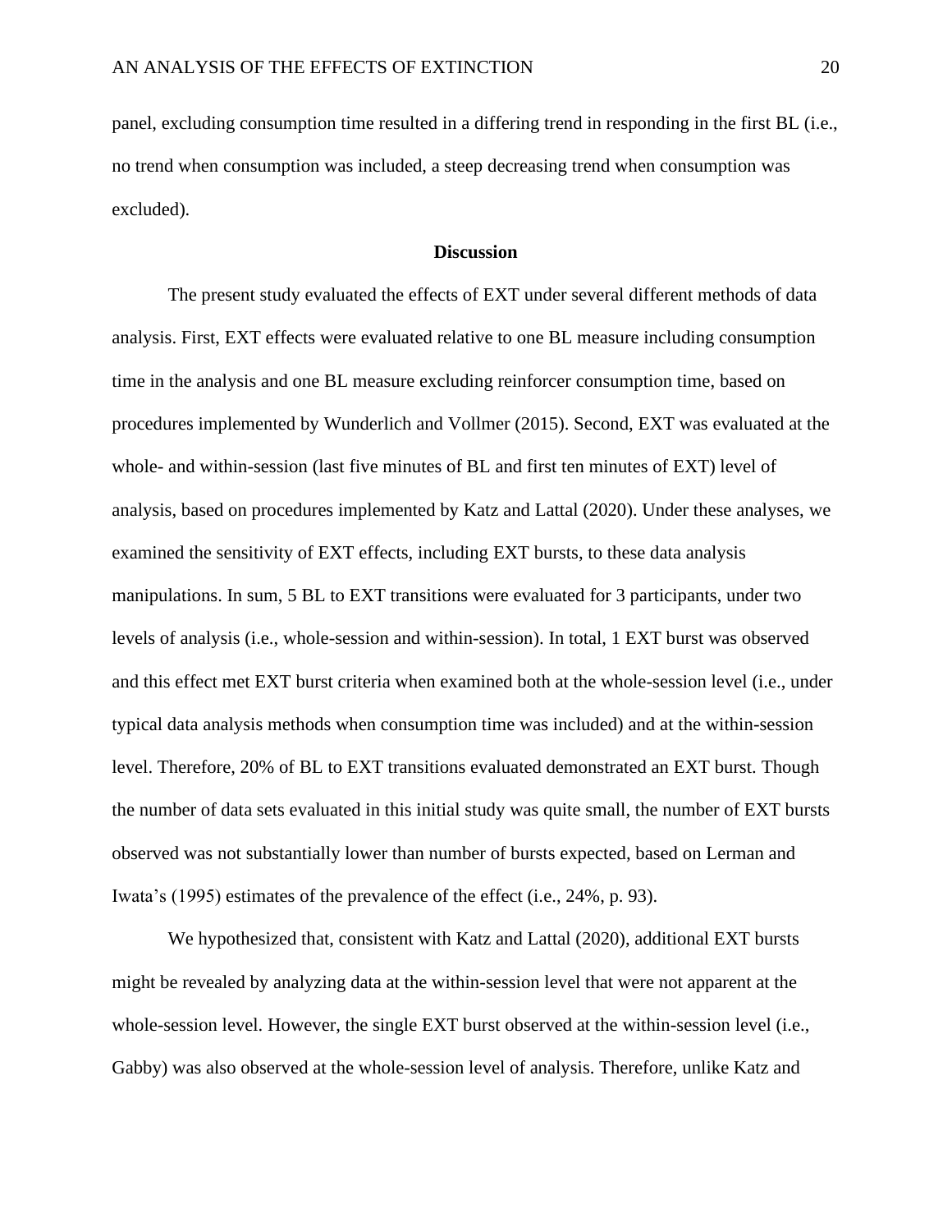panel, excluding consumption time resulted in a differing trend in responding in the first BL (i.e., no trend when consumption was included, a steep decreasing trend when consumption was excluded).

## Discussion

The present study evaluated the effects of EXT under several different methods of data analysis. First, EXT effects were evaluated relative to one BL measure including consumption time in the analysis and one BL measure excluding reinforcer consumption time, based on procedures implemented by Wunderlich and Vollmer (2015). Second, EXT was evaluated at the whole- and within-session (last five minutes of BL and first ten minutes of EXT) level of analysis, based on procedures implemented by Katz and Lattal (2020). Under these analyses, we examined the sensitivity of EXT effects, including EXT bursts, to these data analysis manipulations. In sum, 5 BL to EXT transitions were evaluated for 3 participants, under two levels of analysis (i.e., whole-session and within-session). In total, 1 EXT burst was observed and this effect met EXT burst criteria when examined both at the whole-session level (i.e., under typical data analysis methods when consumption time was included) and at the within-session level. Therefore, 20% of BL to EXT transitions evaluated demonstrated an EXT burst. Though the number of data sets evaluated in this initial study was quite small, the number of EXT bursts observed was not substantially lower than number of bursts expected, based on Lerman and Iwata's (1995) estimates of the prevalence of the effect (i.e., 24%, p. 93).

We hypothesized that, consistent with Katz and Lattal (2020), additional EXT bursts might be revealed by analyzing data at the within-session level that were not apparent at the whole-session level. However, the single EXT burst observed at the within-session level (i.e., Gabby) was also observed at the whole-session level of analysis. Therefore, unlike Katz and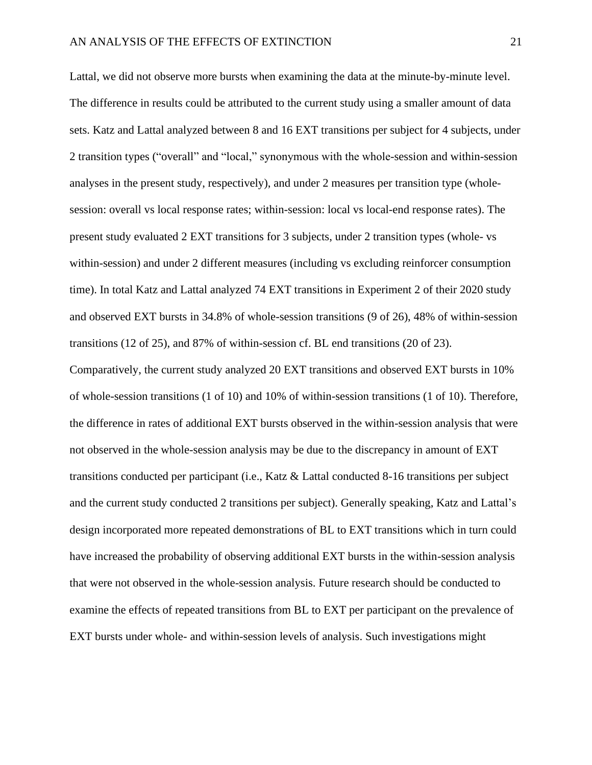Lattal, we did not observe more bursts when examining the data at the minute-by-minute level. The difference in results could be attributed to the current study using a smaller amount of data sets. Katz and Lattal analyzed between 8 and 16 EXT transitions per subject for 4 subjects, under 2 transition types ("overall" and "local," synonymous with the whole-session and within-session analyses in the present study, respectively), and under 2 measures per transition type (whole-session: overall vs local response rates; within-session: local vs local-end response rates). The present study evaluated 2 EXT transitions for 3 subjects, under 2 transition types (whole- vs within-session) and under 2 different measures (including vs excluding reinforcer consumption time). In total Katz and Lattal analyzed 74 EXT transitions in Experiment 2 of their 2020 study and observed EXT bursts in 34.8% of whole-session transitions (9 of 26), 48% of within-session transitions (12 of 25), and 87% of within-session cf. BL end transitions (20 of 23). Comparatively, the current study analyzed 20 EXT transitions and observed EXT bursts in 10% of whole-session transitions (1 of 10) and 10% of within-session transitions (1 of 10). Therefore, the difference in rates of additional EXT bursts observed in the within-session analysis that were not observed in the whole-session analysis may be due to the discrepancy in amount of EXT transitions conducted per participant (i.e., Katz & Lattal conducted 8-16 transitions per subject and the current study conducted 2 transitions per subject). Generally speaking, Katz and Lattal's design incorporated more repeated demonstrations of BL to EXT transitions which in turn could have increased the probability of observing additional EXT bursts in the within-session analysis that were not observed in the whole-session analysis. Future research should be conducted to examine the effects of repeated transitions from BL to EXT per participant on the prevalence of EXT bursts under whole- and within-session levels of analysis. Such investigations might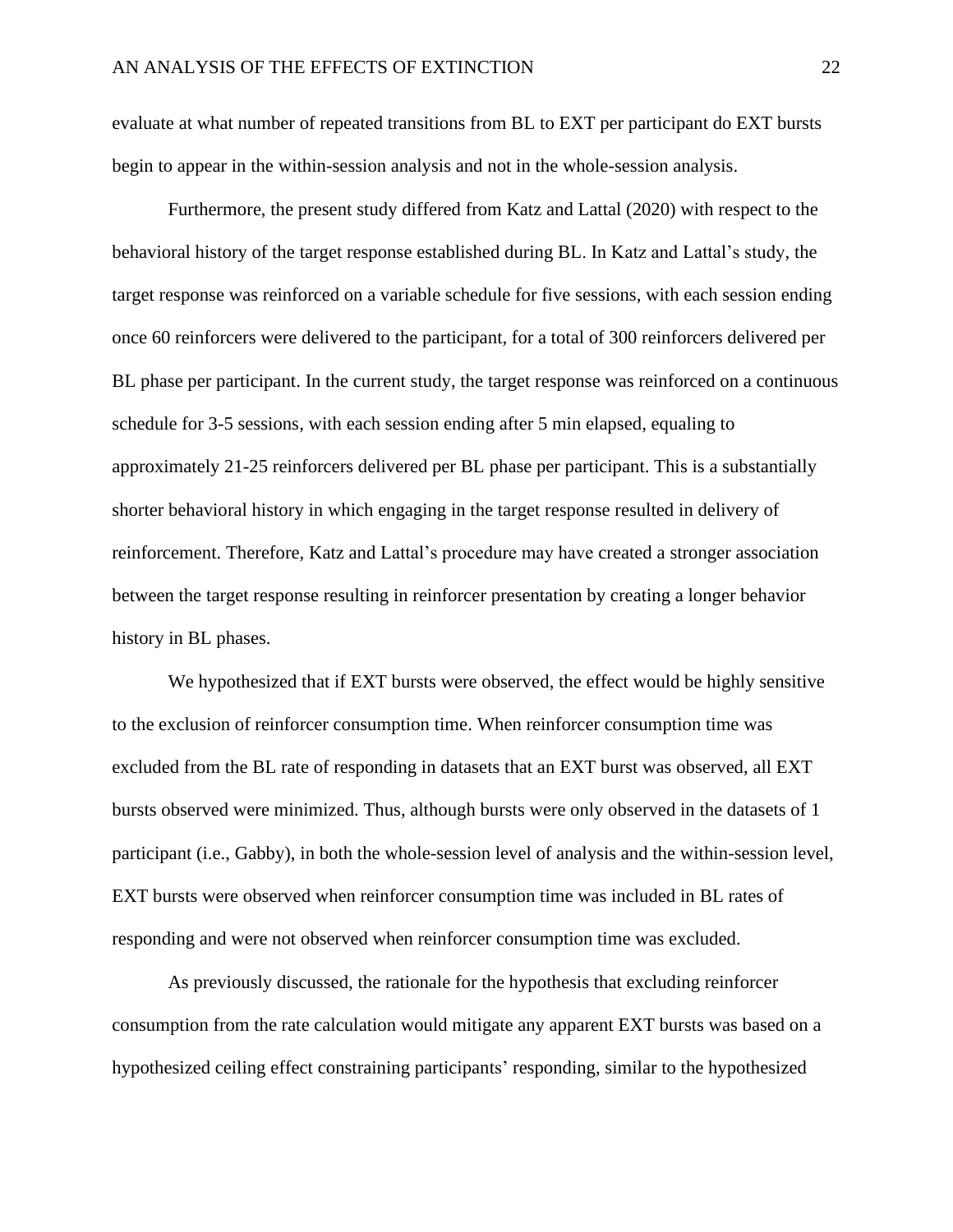evaluate at what number of repeated transitions from BL to EXT per participant do EXT bursts begin to appear in the within-session analysis and not in the whole-session analysis.

Furthermore, the present study differed from Katz and Lattal (2020) with respect to the behavioral history of the target response established during BL. In Katz and Lattal's study, the target response was reinforced on a variable schedule for five sessions, with each session ending once 60 reinforcers were delivered to the participant, for a total of 300 reinforcers delivered per BL phase per participant. In the current study, the target response was reinforced on a continuous schedule for 3-5 sessions, with each session ending after 5 min elapsed, equaling to approximately 21-25 reinforcers delivered per BL phase per participant. This is a substantially shorter behavioral history in which engaging in the target response resulted in delivery of reinforcement. Therefore, Katz and Lattal's procedure may have created a stronger association between the target response resulting in reinforcer presentation by creating a longer behavior history in BL phases.

We hypothesized that if EXT bursts were observed, the effect would be highly sensitive to the exclusion of reinforcer consumption time. When reinforcer consumption time was excluded from the BL rate of responding in datasets that an EXT burst was observed, all EXT bursts observed were minimized. Thus, although bursts were only observed in the datasets of 1 participant (i.e., Gabby), in both the whole-session level of analysis and the within-session level, EXT bursts were observed when reinforcer consumption time was included in BL rates of responding and were not observed when reinforcer consumption time was excluded.

As previously discussed, the rationale for the hypothesis that excluding reinforcer consumption from the rate calculation would mitigate any apparent EXT bursts was based on a hypothesized ceiling effect constraining participants' responding, similar to the hypothesized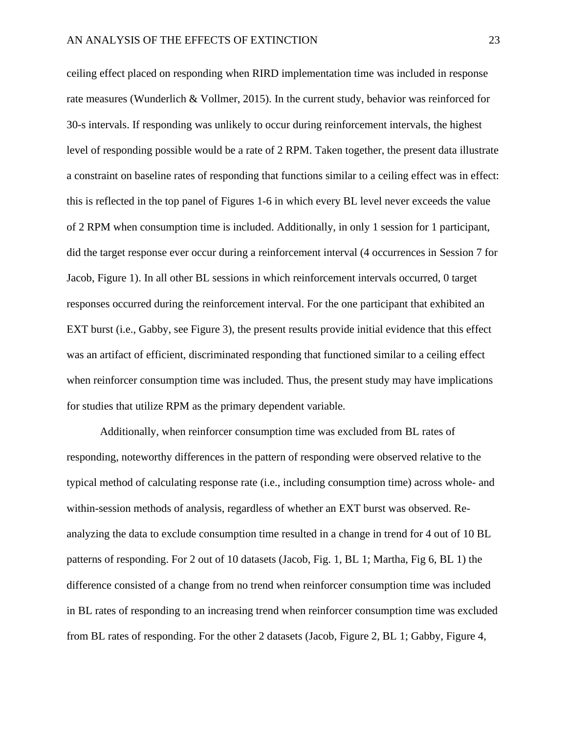ceiling effect placed on responding when RIRD implementation time was included in response rate measures (Wunderlich & Vollmer, 2015). In the current study, behavior was reinforced for 30-s intervals. If responding was unlikely to occur during reinforcement intervals, the highest level of responding possible would be a rate of 2 RPM. Taken together, the present data illustrate a constraint on baseline rates of responding that functions similar to a ceiling effect was in effect: this is reflected in the top panel of Figures 1-6 in which every BL level never exceeds the value of 2 RPM when consumption time is included. Additionally, in only 1 session for 1 participant, did the target response ever occur during a reinforcement interval (4 occurrences in Session 7 for Jacob, Figure 1). In all other BL sessions in which reinforcement intervals occurred, 0 target responses occurred during the reinforcement interval. For the one participant that exhibited an EXT burst (i.e., Gabby, see Figure 3), the present results provide initial evidence that this effect was an artifact of efficient, discriminated responding that functioned similar to a ceiling effect when reinforcer consumption time was included. Thus, the present study may have implications for studies that utilize RPM as the primary dependent variable.

Additionally, when reinforcer consumption time was excluded from BL rates of responding, noteworthy differences in the pattern of responding were observed relative to the typical method of calculating response rate (i.e., including consumption time) across whole- and within-session methods of analysis, regardless of whether an EXT burst was observed. Re-analyzing the data to exclude consumption time resulted in a change in trend for 4 out of 10 BL patterns of responding. For 2 out of 10 datasets (Jacob, Fig. 1, BL 1; Martha, Fig 6, BL 1) the difference consisted of a change from no trend when reinforcer consumption time was included in BL rates of responding to an increasing trend when reinforcer consumption time was excluded from BL rates of responding. For the other 2 datasets (Jacob, Figure 2, BL 1; Gabby, Figure 4,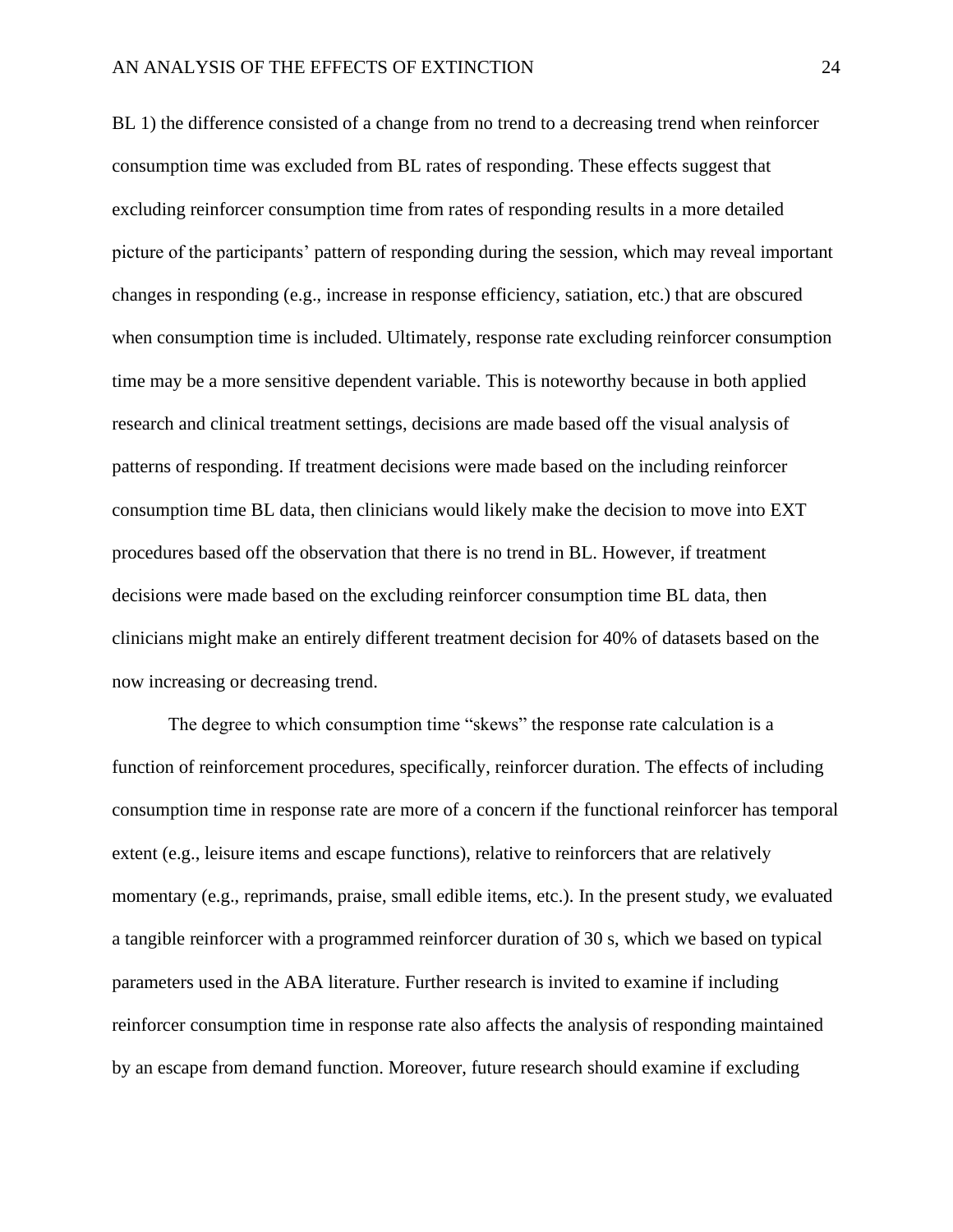BL 1) the difference consisted of a change from no trend to a decreasing trend when reinforcer consumption time was excluded from BL rates of responding. These effects suggest that excluding reinforcer consumption time from rates of responding results in a more detailed picture of the participants' pattern of responding during the session, which may reveal important changes in responding (e.g., increase in response efficiency, satiation, etc.) that are obscured when consumption time is included. Ultimately, response rate excluding reinforcer consumption time may be a more sensitive dependent variable. This is noteworthy because in both applied research and clinical treatment settings, decisions are made based off the visual analysis of patterns of responding. If treatment decisions were made based on the including reinforcer consumption time BL data, then clinicians would likely make the decision to move into EXT procedures based off the observation that there is no trend in BL. However, if treatment decisions were made based on the excluding reinforcer consumption time BL data, then clinicians might make an entirely different treatment decision for 40% of datasets based on the now increasing or decreasing trend.

The degree to which consumption time "skews" the response rate calculation is a function of reinforcement procedures, specifically, reinforcer duration. The effects of including consumption time in response rate are more of a concern if the functional reinforcer has temporal extent (e.g., leisure items and escape functions), relative to reinforcers that are relatively momentary (e.g., reprimands, praise, small edible items, etc.). In the present study, we evaluated a tangible reinforcer with a programmed reinforcer duration of 30 s, which we based on typical parameters used in the ABA literature. Further research is invited to examine if including reinforcer consumption time in response rate also affects the analysis of responding maintained by an escape from demand function. Moreover, future research should examine if excluding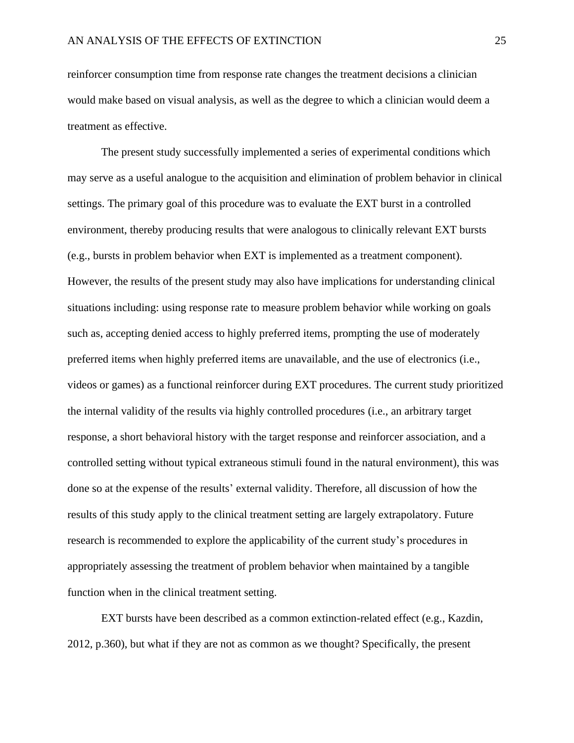reinforcer consumption time from response rate changes the treatment decisions a clinician would make based on visual analysis, as well as the degree to which a clinician would deem a treatment as effective.

The present study successfully implemented a series of experimental conditions which may serve as a useful analogue to the acquisition and elimination of problem behavior in clinical settings. The primary goal of this procedure was to evaluate the EXT burst in a controlled environment, thereby producing results that were analogous to clinically relevant EXT bursts (e.g., bursts in problem behavior when EXT is implemented as a treatment component). However, the results of the present study may also have implications for understanding clinical situations including: using response rate to measure problem behavior while working on goals such as, accepting denied access to highly preferred items, prompting the use of moderately preferred items when highly preferred items are unavailable, and the use of electronics (i.e., videos or games) as a functional reinforcer during EXT procedures. The current study prioritized the internal validity of the results via highly controlled procedures (i.e., an arbitrary target response, a short behavioral history with the target response and reinforcer association, and a controlled setting without typical extraneous stimuli found in the natural environment), this was done so at the expense of the results' external validity. Therefore, all discussion of how the results of this study apply to the clinical treatment setting are largely extrapolatory. Future research is recommended to explore the applicability of the current study's procedures in appropriately assessing the treatment of problem behavior when maintained by a tangible function when in the clinical treatment setting.

EXT bursts have been described as a common extinction-related effect (e.g., Kazdin, 2012, p.360), but what if they are not as common as we thought? Specifically, the present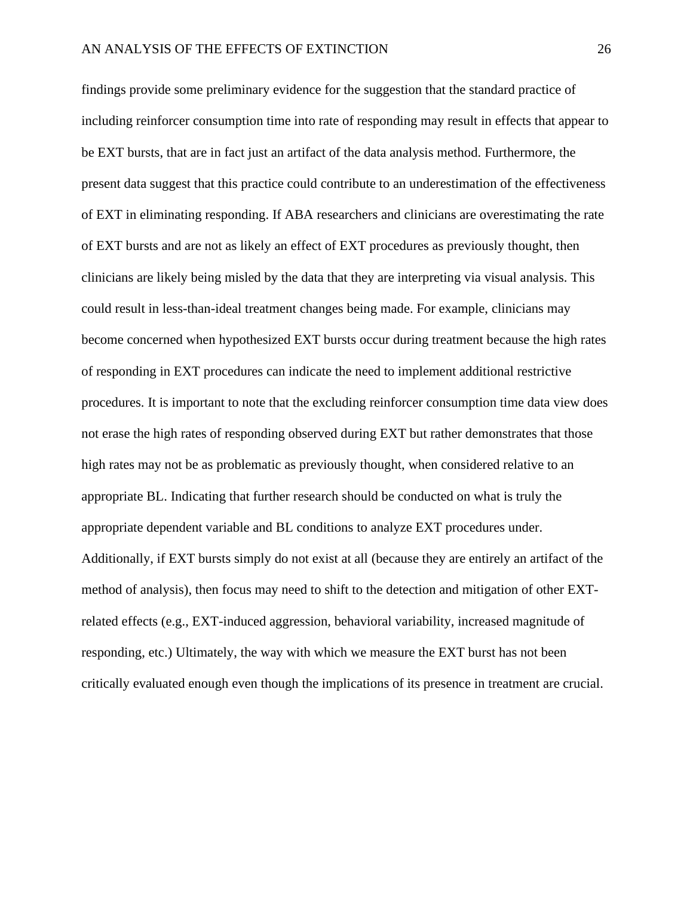findings provide some preliminary evidence for the suggestion that the standard practice of including reinforcer consumption time into rate of responding may result in effects that appear to be EXT bursts, that are in fact just an artifact of the data analysis method. Furthermore, the present data suggest that this practice could contribute to an underestimation of the effectiveness of EXT in eliminating responding. If ABA researchers and clinicians are overestimating the rate of EXT bursts and are not as likely an effect of EXT procedures as previously thought, then clinicians are likely being misled by the data that they are interpreting via visual analysis. This could result in less-than-ideal treatment changes being made. For example, clinicians may become concerned when hypothesized EXT bursts occur during treatment because the high rates of responding in EXT procedures can indicate the need to implement additional restrictive procedures. It is important to note that the excluding reinforcer consumption time data view does not erase the high rates of responding observed during EXT but rather demonstrates that those high rates may not be as problematic as previously thought, when considered relative to an appropriate BL. Indicating that further research should be conducted on what is truly the appropriate dependent variable and BL conditions to analyze EXT procedures under. Additionally, if EXT bursts simply do not exist at all (because they are entirely an artifact of the method of analysis), then focus may need to shift to the detection and mitigation of other EXT-related effects (e.g., EXT-induced aggression, behavioral variability, increased magnitude of responding, etc.) Ultimately, the way with which we measure the EXT burst has not been critically evaluated enough even though the implications of its presence in treatment are crucial.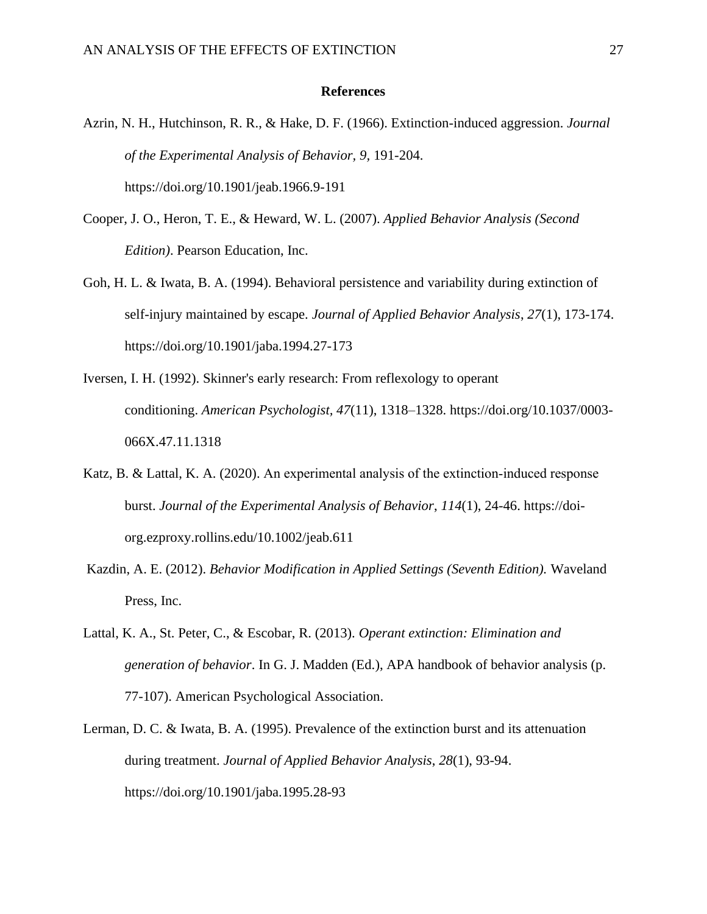# References

Azrin, N. H., Hutchinson, R. R., & Hake, D. F. (1966). Extinction-induced aggression. *Journal of the Experimental Analysis of Behavior, 9*, 191-204. https://doi.org/10.1901/jeab.1966.9-191

Cooper, J. O., Heron, T. E., & Heward, W. L. (2007). *Applied Behavior Analysis (Second Edition)*. Pearson Education, Inc.

Goh, H. L. & Iwata, B. A. (1994). Behavioral persistence and variability during extinction of self-injury maintained by escape. *Journal of Applied Behavior Analysis*, *27*(1), 173-174. https://doi.org/10.1901/jaba.1994.27-173

Iversen, I. H. (1992). Skinner's early research: From reflexology to operant conditioning. *American Psychologist*, *47*(11), 1318–1328. https://doi.org/10.1037/0003-066X.47.11.1318

Katz, B. & Lattal, K. A. (2020). An experimental analysis of the extinction-induced response burst. *Journal of the Experimental Analysis of Behavior*, *114*(1), 24-46. https://doi-org.ezproxy.rollins.edu/10.1002/jeab.611

Kazdin, A. E. (2012). *Behavior Modification in Applied Settings (Seventh Edition).* Waveland Press, Inc.

Lattal, K. A., St. Peter, C., & Escobar, R. (2013). *Operant extinction: Elimination and generation of behavior*. In G. J. Madden (Ed.), APA handbook of behavior analysis (p. 77-107). American Psychological Association.

Lerman, D. C. & Iwata, B. A. (1995). Prevalence of the extinction burst and its attenuation during treatment. *Journal of Applied Behavior Analysis*, *28*(1), 93-94. https://doi.org/10.1901/jaba.1995.28-93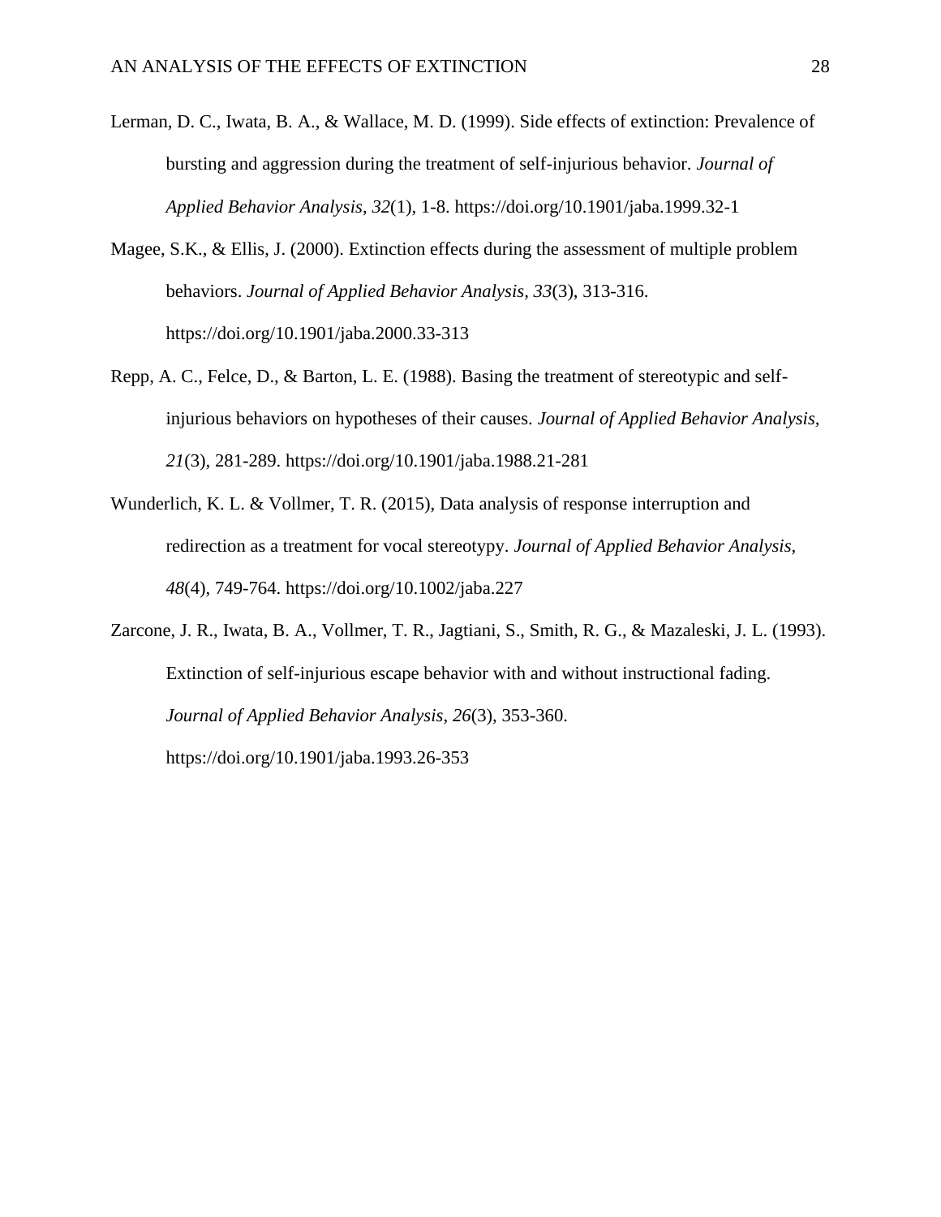Lerman, D. C., Iwata, B. A., & Wallace, M. D. (1999). Side effects of extinction: Prevalence of bursting and aggression during the treatment of self-injurious behavior. *Journal of Applied Behavior Analysis*, *32*(1), 1-8. https://doi.org/10.1901/jaba.1999.32-1

Magee, S.K., & Ellis, J. (2000). Extinction effects during the assessment of multiple problem behaviors. *Journal of Applied Behavior Analysis, 33*(3), 313-316. https://doi.org/10.1901/jaba.2000.33-313

Repp, A. C., Felce, D., & Barton, L. E. (1988). Basing the treatment of stereotypic and self-injurious behaviors on hypotheses of their causes. *Journal of Applied Behavior Analysis, 21*(3), 281-289. https://doi.org/10.1901/jaba.1988.21-281

Wunderlich, K. L. & Vollmer, T. R. (2015), Data analysis of response interruption and redirection as a treatment for vocal stereotypy. *Journal of Applied Behavior Analysis, 48*(4), 749-764. https://doi.org/10.1002/jaba.227

Zarcone, J. R., Iwata, B. A., Vollmer, T. R., Jagtiani, S., Smith, R. G., & Mazaleski, J. L. (1993). Extinction of self-injurious escape behavior with and without instructional fading. *Journal of Applied Behavior Analysis*, *26*(3), 353-360. https://doi.org/10.1901/jaba.1993.26-353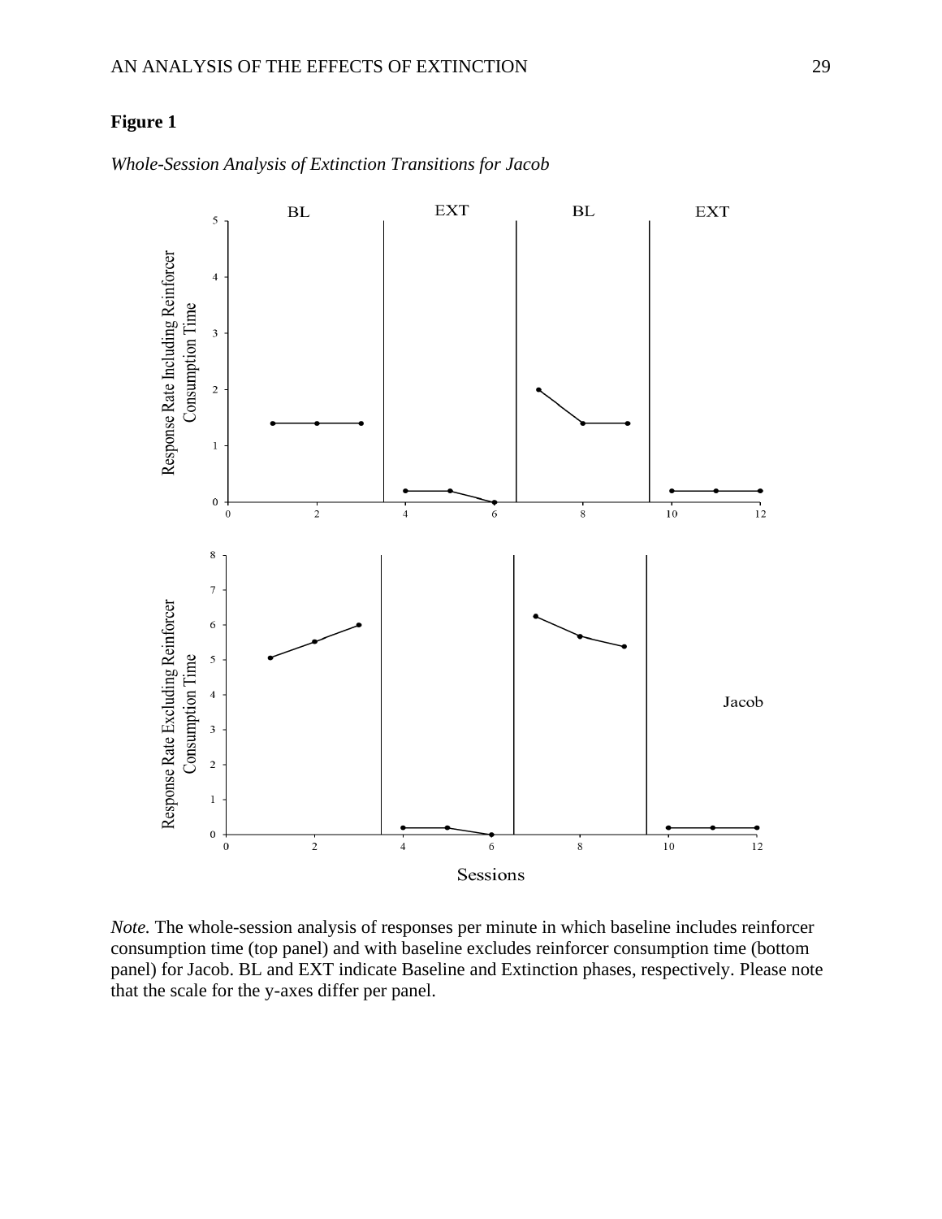**Figure 1**

*Whole-Session Analysis of Extinction Transitions for Jacob*

*Note.* The whole-session analysis of responses per minute in which baseline includes reinforcer consumption time (top panel) and with baseline excludes reinforcer consumption time (bottom panel) for Jacob. BL and EXT indicate Baseline and Extinction phases, respectively. Please note that the scale for the y-axes differ per panel.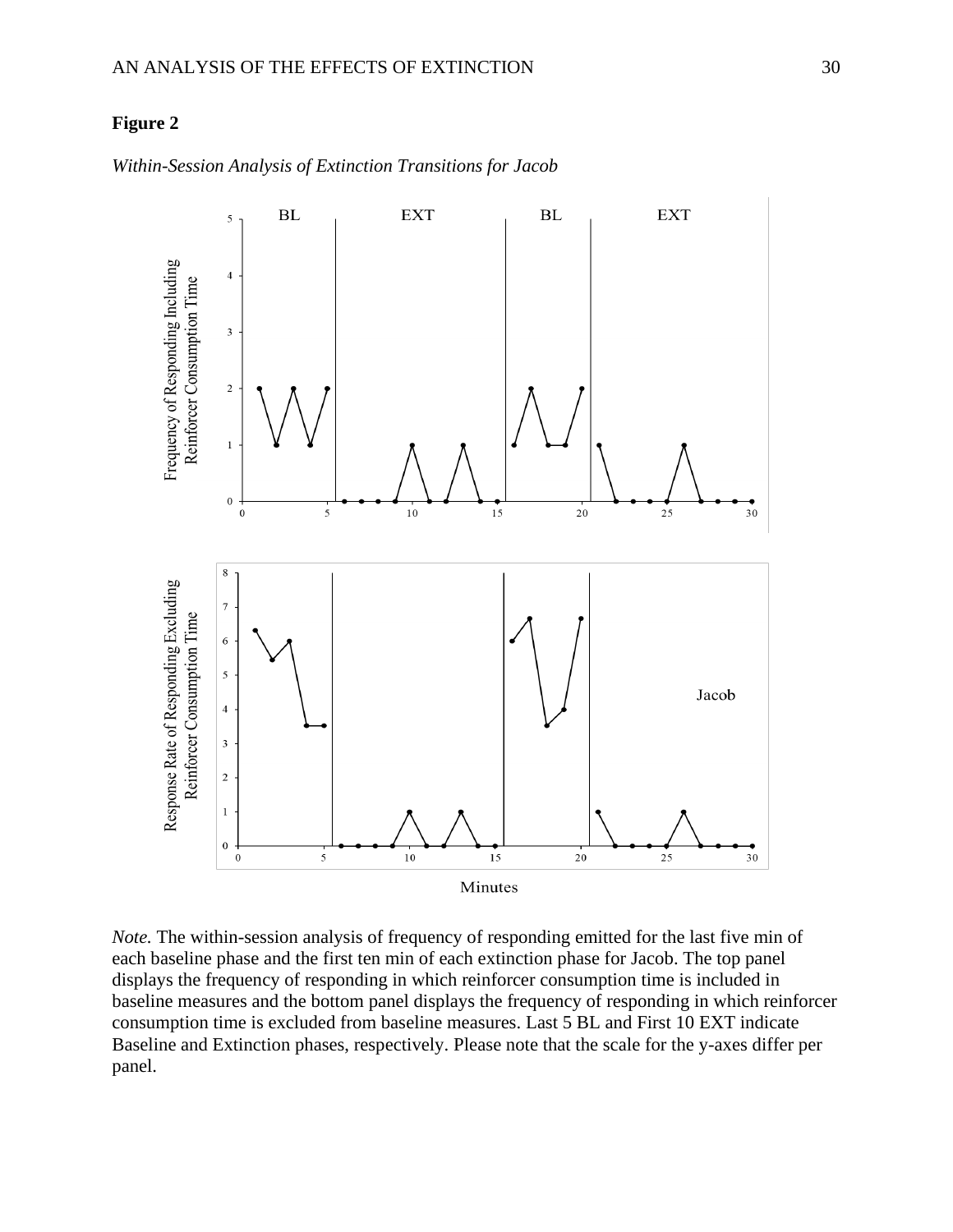**Figure 2**

*Within-Session Analysis of Extinction Transitions for Jacob*

*Note.* The within-session analysis of frequency of responding emitted for the last five min of each baseline phase and the first ten min of each extinction phase for Jacob. The top panel displays the frequency of responding in which reinforcer consumption time is included in baseline measures and the bottom panel displays the frequency of responding in which reinforcer consumption time is excluded from baseline measures. Last 5 BL and First 10 EXT indicate Baseline and Extinction phases, respectively. Please note that the scale for the y-axes differ per panel.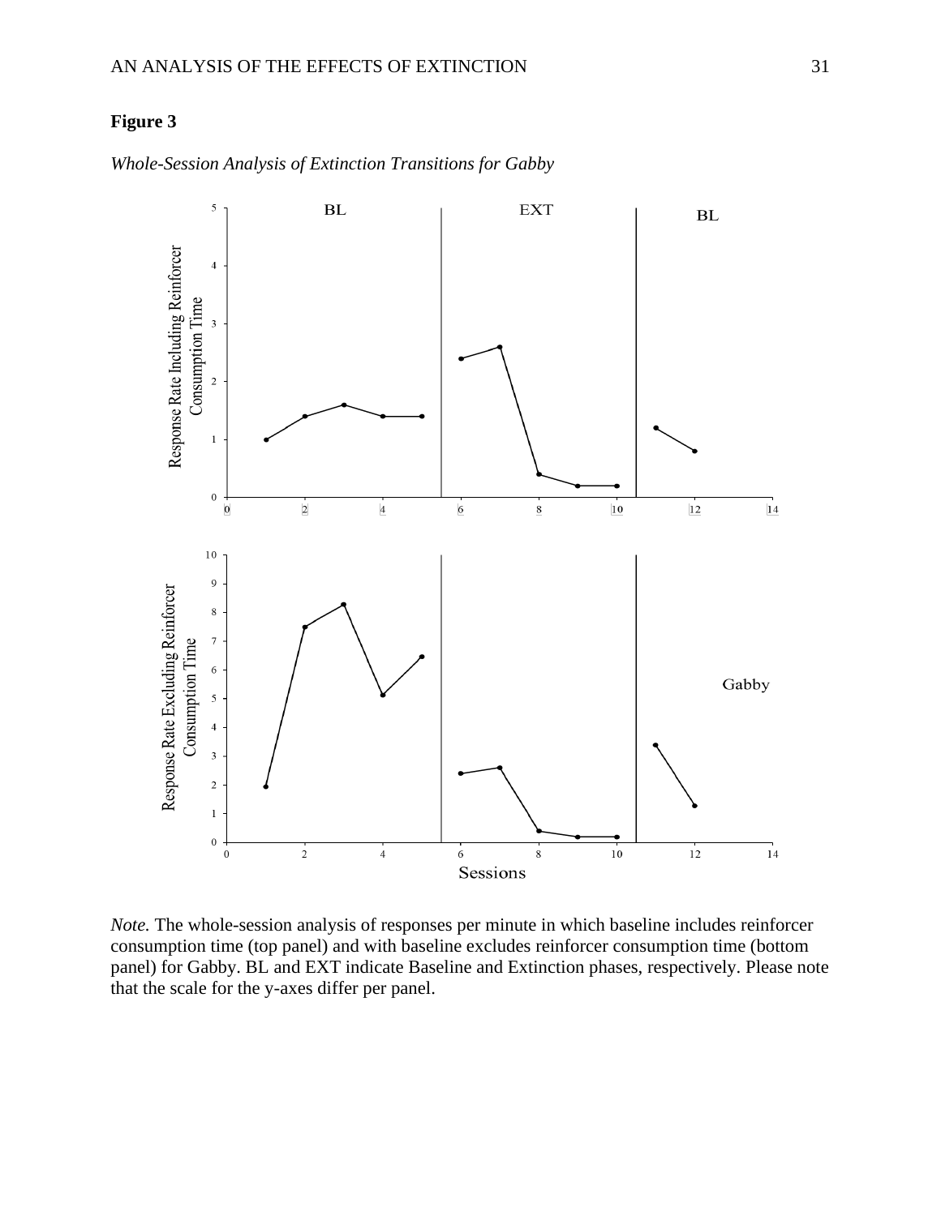**Figure 3**

*Whole-Session Analysis of Extinction Transitions for Gabby*

*Note.* The whole-session analysis of responses per minute in which baseline includes reinforcer consumption time (top panel) and with baseline excludes reinforcer consumption time (bottom panel) for Gabby. BL and EXT indicate Baseline and Extinction phases, respectively. Please note that the scale for the y-axes differ per panel.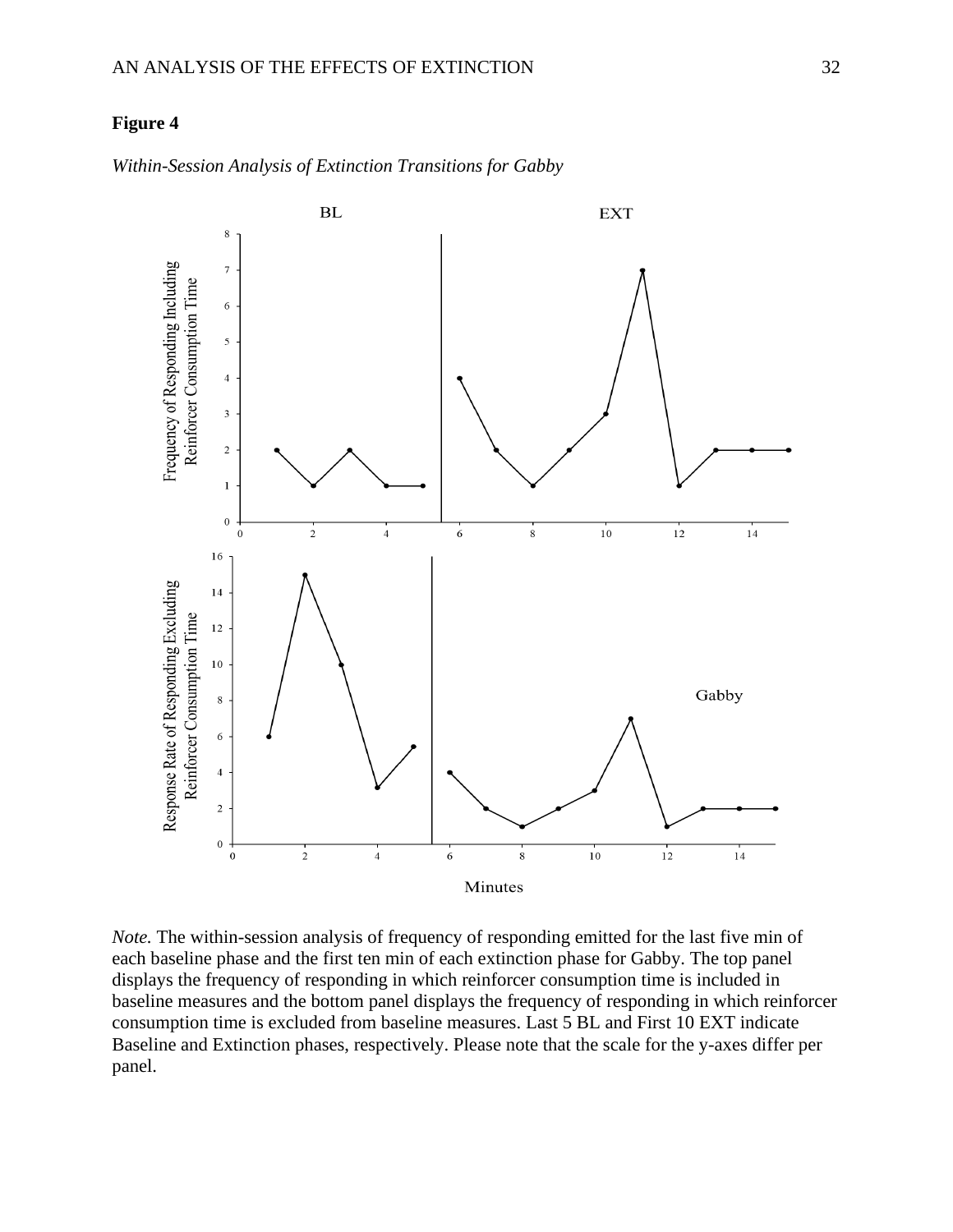**Figure 4**

*Within-Session Analysis of Extinction Transitions for Gabby*

*Note.* The within-session analysis of frequency of responding emitted for the last five min of each baseline phase and the first ten min of each extinction phase for Gabby. The top panel displays the frequency of responding in which reinforcer consumption time is included in baseline measures and the bottom panel displays the frequency of responding in which reinforcer consumption time is excluded from baseline measures. Last 5 BL and First 10 EXT indicate Baseline and Extinction phases, respectively. Please note that the scale for the y-axes differ per panel.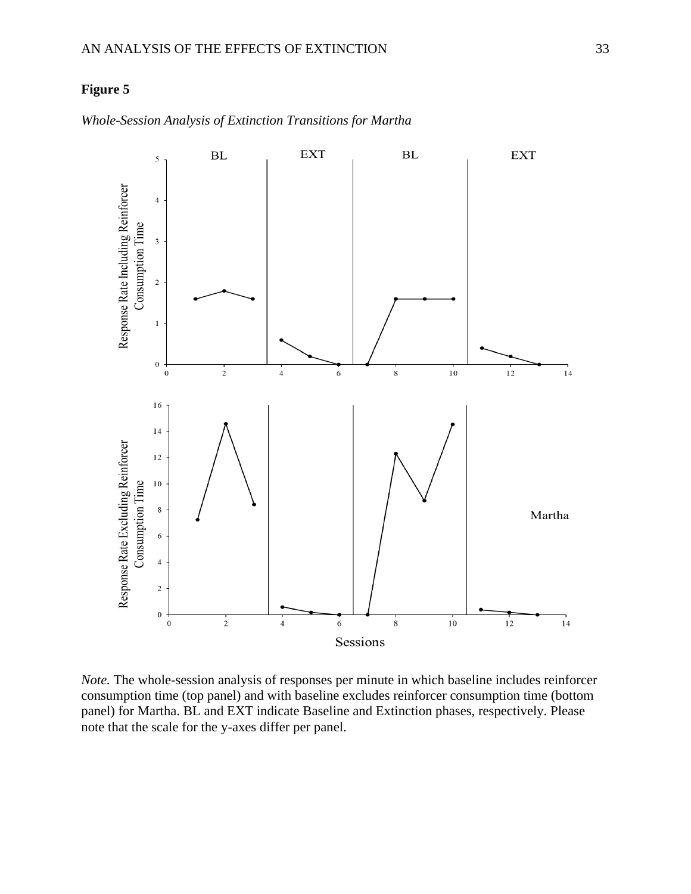**Figure 5**

*Whole-Session Analysis of Extinction Transitions for Martha*

*Note.* The whole-session analysis of responses per minute in which baseline includes reinforcer consumption time (top panel) and with baseline excludes reinforcer consumption time (bottom panel) for Martha. BL and EXT indicate Baseline and Extinction phases, respectively. Please note that the scale for the y-axes differ per panel.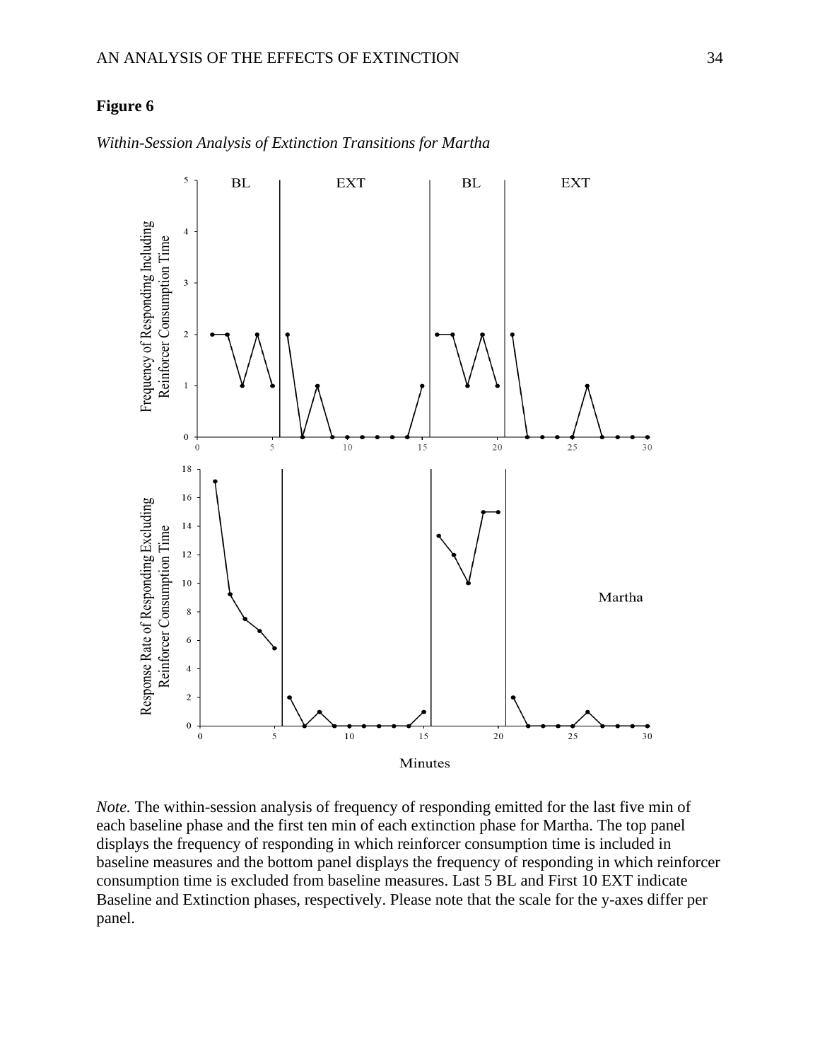**Figure 6**

*Within-Session Analysis of Extinction Transitions for Martha*

BL EXT BL EXT

Frequency of Responding Including Reinforcer Consumption Time

5
4
3
2
1
0

0 5 10 15 20 25 30

Response Rate of Responding Excluding Reinforcer Consumption Time

18
16
14
12
10
8
6
4
2
0

0 5 10 15 20 25 30

Martha

Minutes

*Note.* The within-session analysis of frequency of responding emitted for the last five min of each baseline phase and the first ten min of each extinction phase for Martha. The top panel displays the frequency of responding in which reinforcer consumption time is included in baseline measures and the bottom panel displays the frequency of responding in which reinforcer consumption time is excluded from baseline measures. Last 5 BL and First 10 EXT indicate Baseline and Extinction phases, respectively. Please note that the scale for the y-axes differ per panel.